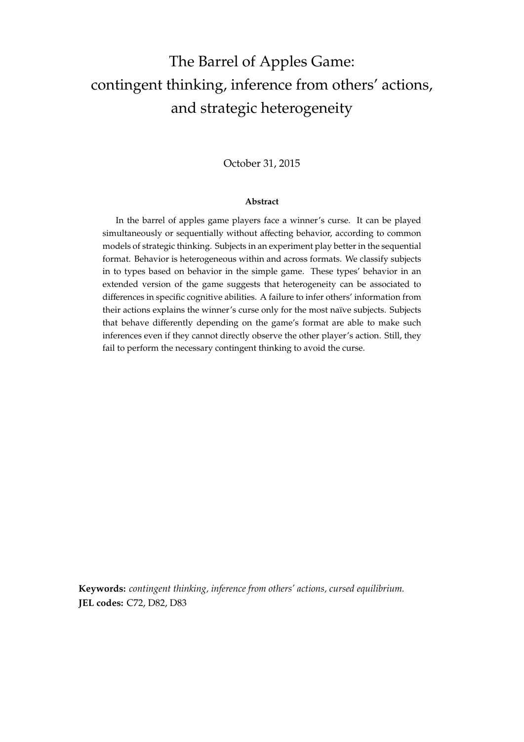# The Barrel of Apples Game: contingent thinking, inference from others' actions, and strategic heterogeneity

October 31, 2015

**Abstract**

In the barrel of apples game players face a winner's curse. It can be played simultaneously or sequentially without affecting behavior, according to common models of strategic thinking. Subjects in an experiment play better in the sequential format. Behavior is heterogeneous within and across formats. We classify subjects in to types based on behavior in the simple game. These types' behavior in an extended version of the game suggests that heterogeneity can be associated to differences in specific cognitive abilities. A failure to infer others' information from their actions explains the winner's curse only for the most naïve subjects. Subjects that behave differently depending on the game's format are able to make such inferences even if they cannot directly observe the other player's action. Still, they fail to perform the necessary contingent thinking to avoid the curse.

**Keywords:** *contingent thinking, inference from others' actions, cursed equilibrium.*
**JEL codes:** C72, D82, D83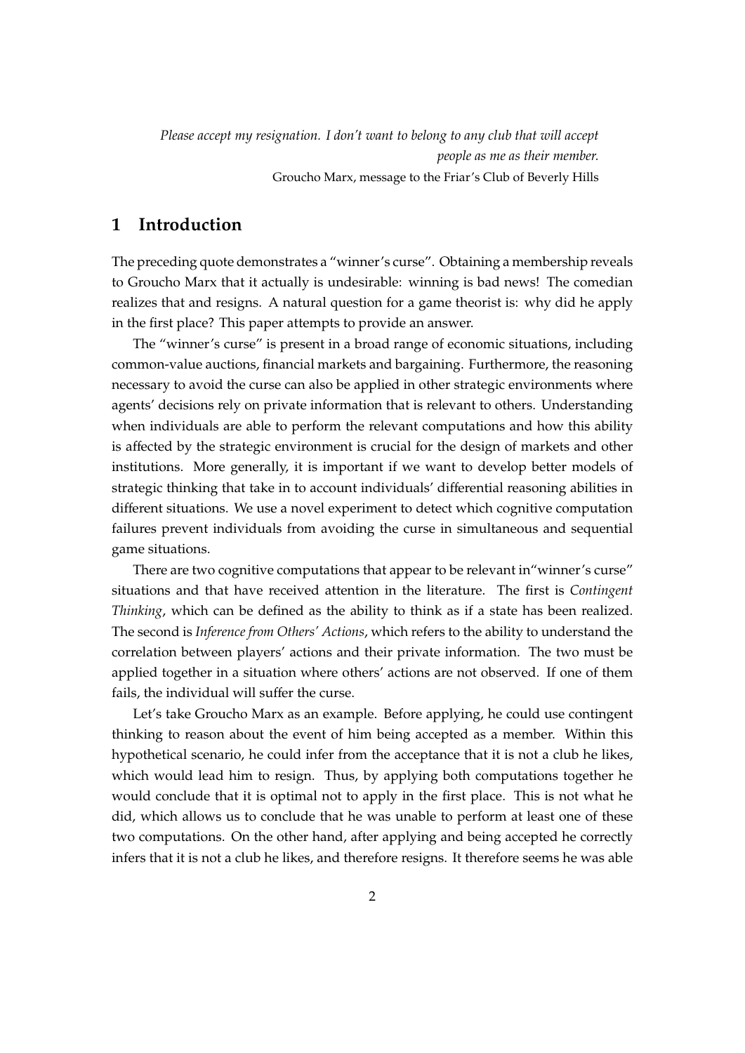*Please accept my resignation. I don't want to belong to any club that will accept people as me as their member.*
Groucho Marx, message to the Friar's Club of Beverly Hills

## 1 Introduction

The preceding quote demonstrates a "winner's curse". Obtaining a membership reveals to Groucho Marx that it actually is undesirable: winning is bad news! The comedian realizes that and resigns. A natural question for a game theorist is: why did he apply in the first place? This paper attempts to provide an answer.

The "winner's curse" is present in a broad range of economic situations, including common-value auctions, financial markets and bargaining. Furthermore, the reasoning necessary to avoid the curse can also be applied in other strategic environments where agents' decisions rely on private information that is relevant to others. Understanding when individuals are able to perform the relevant computations and how this ability is affected by the strategic environment is crucial for the design of markets and other institutions. More generally, it is important if we want to develop better models of strategic thinking that take in to account individuals' differential reasoning abilities in different situations. We use a novel experiment to detect which cognitive computation failures prevent individuals from avoiding the curse in simultaneous and sequential game situations.

There are two cognitive computations that appear to be relevant in"winner's curse" situations and that have received attention in the literature. The first is *Contingent Thinking*, which can be defined as the ability to think as if a state has been realized. The second is *Inference from Others' Actions*, which refers to the ability to understand the correlation between players' actions and their private information. The two must be applied together in a situation where others' actions are not observed. If one of them fails, the individual will suffer the curse.

Let's take Groucho Marx as an example. Before applying, he could use contingent thinking to reason about the event of him being accepted as a member. Within this hypothetical scenario, he could infer from the acceptance that it is not a club he likes, which would lead him to resign. Thus, by applying both computations together he would conclude that it is optimal not to apply in the first place. This is not what he did, which allows us to conclude that he was unable to perform at least one of these two computations. On the other hand, after applying and being accepted he correctly infers that it is not a club he likes, and therefore resigns. It therefore seems he was able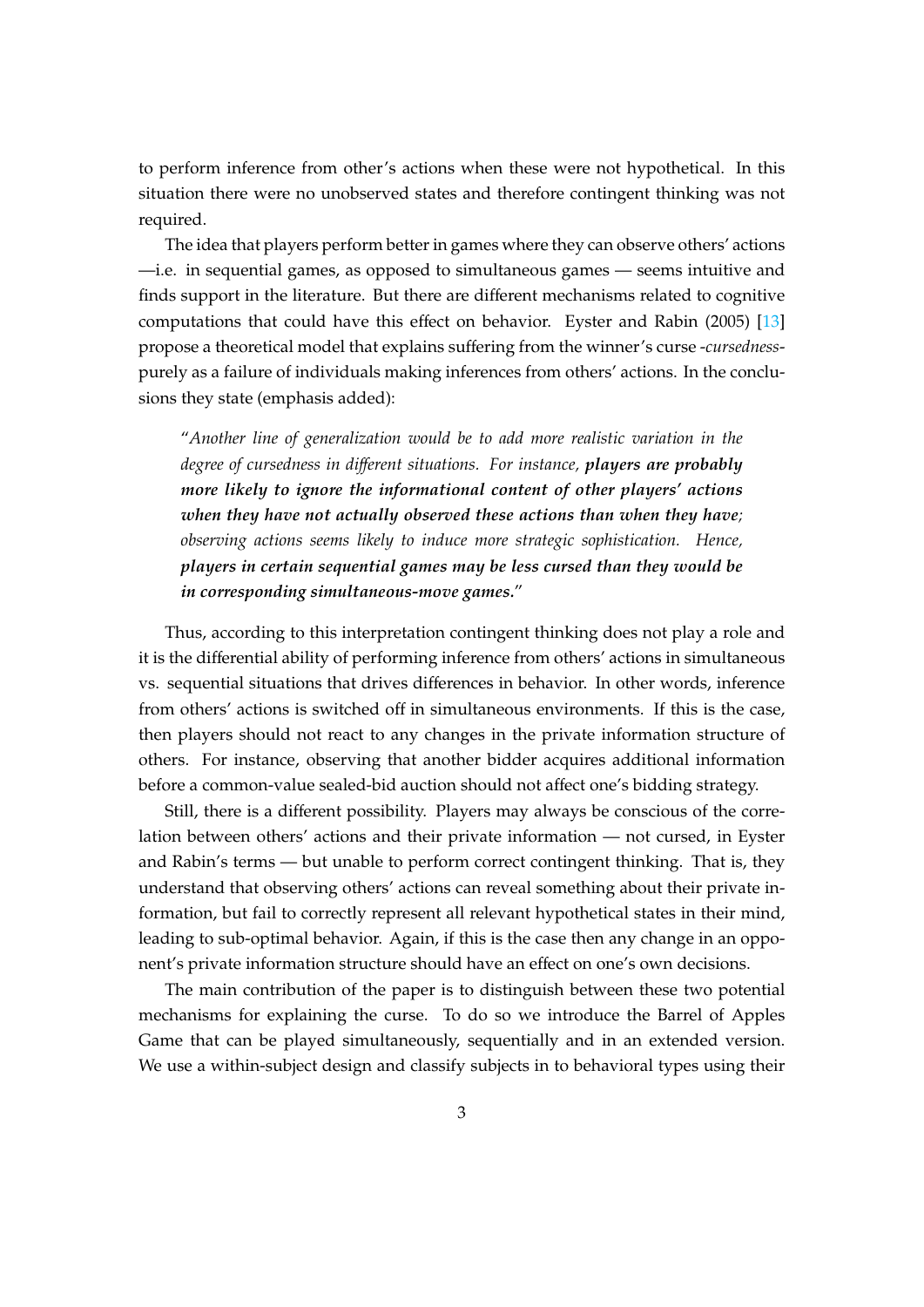to perform inference from other's actions when these were not hypothetical. In this situation there were no unobserved states and therefore contingent thinking was not required.

The idea that players perform better in games where they can observe others' actions —i.e. in sequential games, as opposed to simultaneous games — seems intuitive and finds support in the literature. But there are different mechanisms related to cognitive computations that could have this effect on behavior. Eyster and Rabin (2005) [13] propose a theoretical model that explains suffering from the winner's curse -*cursedness*- purely as a failure of individuals making inferences from others' actions. In the conclusions they state (emphasis added):

> "*Another line of generalization would be to add more realistic variation in the degree of cursedness in different situations. For instance,* ***players are probably more likely to ignore the informational content of other players' actions when they have not actually observed these actions than when they have****; observing actions seems likely to induce more strategic sophistication. Hence,* ***players in certain sequential games may be less cursed than they would be in corresponding simultaneous-move games.***"

Thus, according to this interpretation contingent thinking does not play a role and it is the differential ability of performing inference from others' actions in simultaneous vs. sequential situations that drives differences in behavior. In other words, inference from others' actions is switched off in simultaneous environments. If this is the case, then players should not react to any changes in the private information structure of others. For instance, observing that another bidder acquires additional information before a common-value sealed-bid auction should not affect one's bidding strategy.

Still, there is a different possibility. Players may always be conscious of the correlation between others' actions and their private information — not cursed, in Eyster and Rabin's terms — but unable to perform correct contingent thinking. That is, they understand that observing others' actions can reveal something about their private information, but fail to correctly represent all relevant hypothetical states in their mind, leading to sub-optimal behavior. Again, if this is the case then any change in an opponent's private information structure should have an effect on one's own decisions.

The main contribution of the paper is to distinguish between these two potential mechanisms for explaining the curse. To do so we introduce the Barrel of Apples Game that can be played simultaneously, sequentially and in an extended version. We use a within-subject design and classify subjects in to behavioral types using their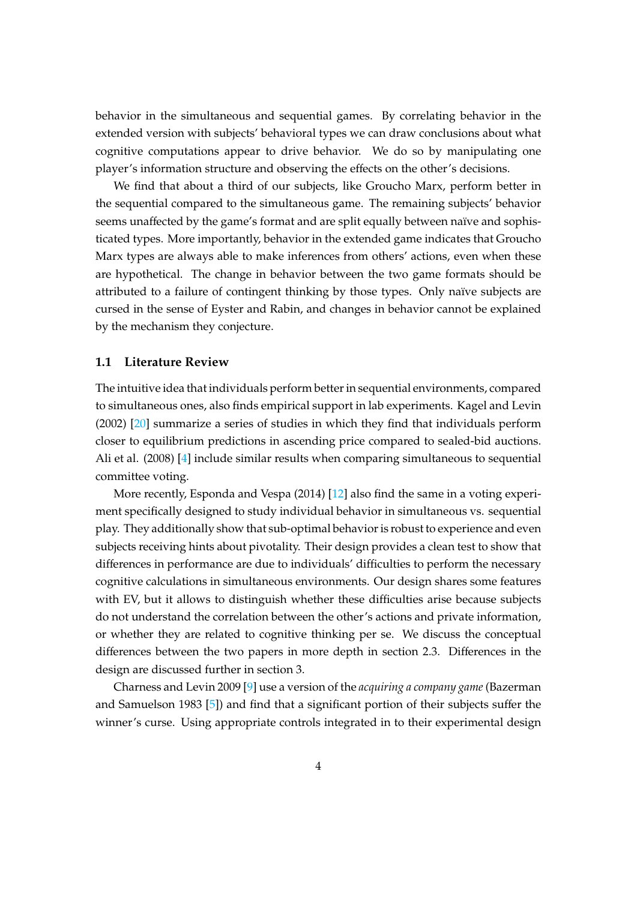behavior in the simultaneous and sequential games. By correlating behavior in the extended version with subjects' behavioral types we can draw conclusions about what cognitive computations appear to drive behavior. We do so by manipulating one player's information structure and observing the effects on the other's decisions.

We find that about a third of our subjects, like Groucho Marx, perform better in the sequential compared to the simultaneous game. The remaining subjects' behavior seems unaffected by the game's format and are split equally between naïve and sophisticated types. More importantly, behavior in the extended game indicates that Groucho Marx types are always able to make inferences from others' actions, even when these are hypothetical. The change in behavior between the two game formats should be attributed to a failure of contingent thinking by those types. Only naïve subjects are cursed in the sense of Eyster and Rabin, and changes in behavior cannot be explained by the mechanism they conjecture.

### 1.1 Literature Review

The intuitive idea that individuals perform better in sequential environments, compared to simultaneous ones, also finds empirical support in lab experiments. Kagel and Levin (2002) [20] summarize a series of studies in which they find that individuals perform closer to equilibrium predictions in ascending price compared to sealed-bid auctions. Ali et al. (2008) [4] include similar results when comparing simultaneous to sequential committee voting.

More recently, Esponda and Vespa (2014) [12] also find the same in a voting experiment specifically designed to study individual behavior in simultaneous vs. sequential play. They additionally show that sub-optimal behavior is robust to experience and even subjects receiving hints about pivotality. Their design provides a clean test to show that differences in performance are due to individuals' difficulties to perform the necessary cognitive calculations in simultaneous environments. Our design shares some features with EV, but it allows to distinguish whether these difficulties arise because subjects do not understand the correlation between the other's actions and private information, or whether they are related to cognitive thinking per se. We discuss the conceptual differences between the two papers in more depth in section 2.3. Differences in the design are discussed further in section 3.

Charness and Levin 2009 [9] use a version of the *acquiring a company game* (Bazerman and Samuelson 1983 [5]) and find that a significant portion of their subjects suffer the winner's curse. Using appropriate controls integrated in to their experimental design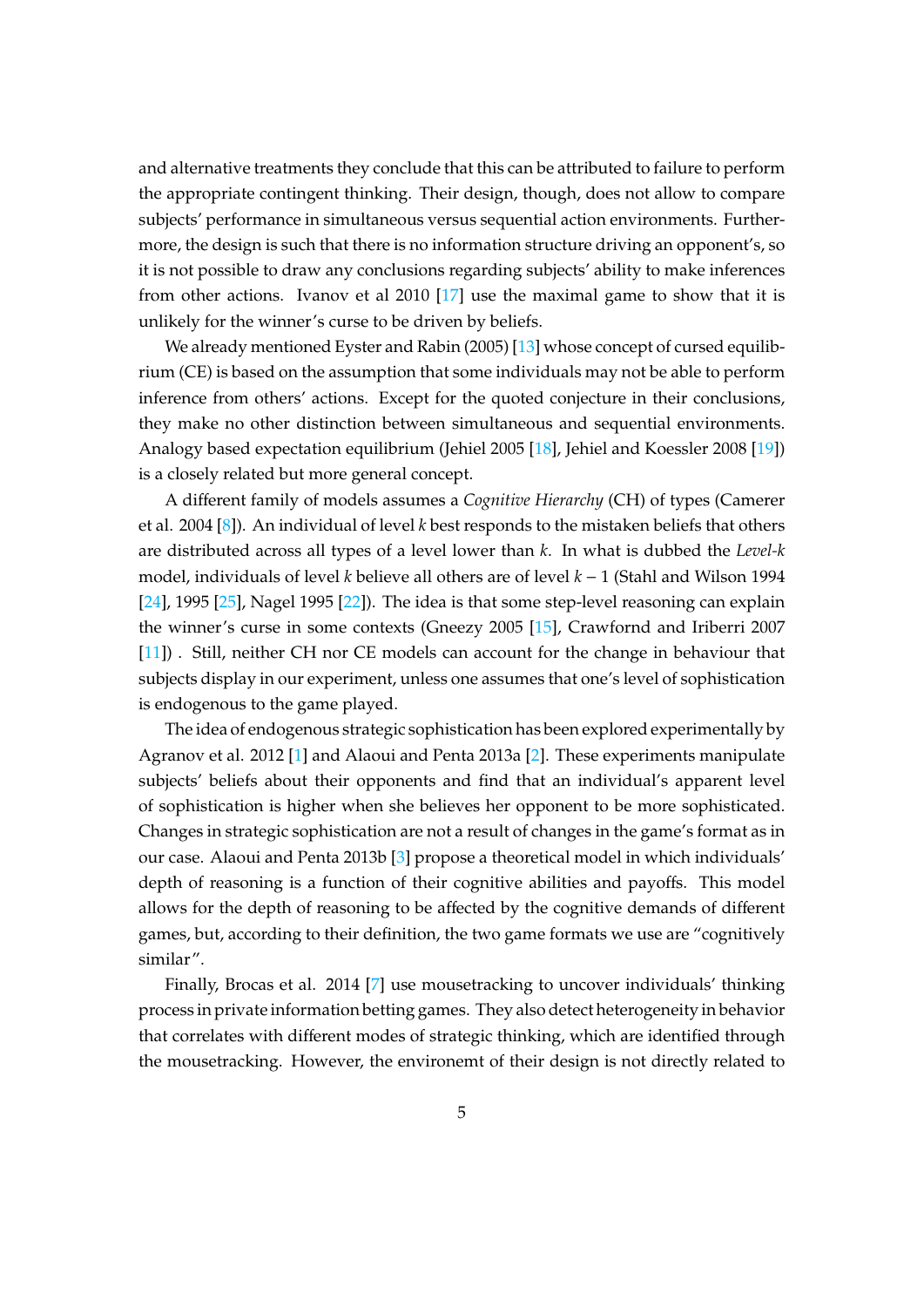and alternative treatments they conclude that this can be attributed to failure to perform the appropriate contingent thinking. Their design, though, does not allow to compare subjects' performance in simultaneous versus sequential action environments. Furthermore, the design is such that there is no information structure driving an opponent's, so it is not possible to draw any conclusions regarding subjects' ability to make inferences from other actions. Ivanov et al 2010 [17] use the maximal game to show that it is unlikely for the winner's curse to be driven by beliefs.

We already mentioned Eyster and Rabin (2005) [13] whose concept of cursed equilibrium (CE) is based on the assumption that some individuals may not be able to perform inference from others' actions. Except for the quoted conjecture in their conclusions, they make no other distinction between simultaneous and sequential environments. Analogy based expectation equilibrium (Jehiel 2005 [18], Jehiel and Koessler 2008 [19]) is a closely related but more general concept.

A different family of models assumes a *Cognitive Hierarchy* (CH) of types (Camerer et al. 2004 [8]). An individual of level $k$ best responds to the mistaken beliefs that others are distributed across all types of a level lower than $k$. In what is dubbed the *Level-k* model, individuals of level $k$ believe all others are of level $k-1$ (Stahl and Wilson 1994 [24], 1995 [25], Nagel 1995 [22]). The idea is that some step-level reasoning can explain the winner's curse in some contexts (Gneezy 2005 [15], Crawfornd and Iriberri 2007 [11]) . Still, neither CH nor CE models can account for the change in behaviour that subjects display in our experiment, unless one assumes that one's level of sophistication is endogenous to the game played.

The idea of endogenous strategic sophistication has been explored experimentally by Agranov et al. 2012 [1] and Alaoui and Penta 2013a [2]. These experiments manipulate subjects' beliefs about their opponents and find that an individual's apparent level of sophistication is higher when she believes her opponent to be more sophisticated. Changes in strategic sophistication are not a result of changes in the game's format as in our case. Alaoui and Penta 2013b [3] propose a theoretical model in which individuals' depth of reasoning is a function of their cognitive abilities and payoffs. This model allows for the depth of reasoning to be affected by the cognitive demands of different games, but, according to their definition, the two game formats we use are "cognitively similar".

Finally, Brocas et al. 2014 [7] use mousetracking to uncover individuals' thinking process in private information betting games. They also detect heterogeneity in behavior that correlates with different modes of strategic thinking, which are identified through the mousetracking. However, the environemt of their design is not directly related to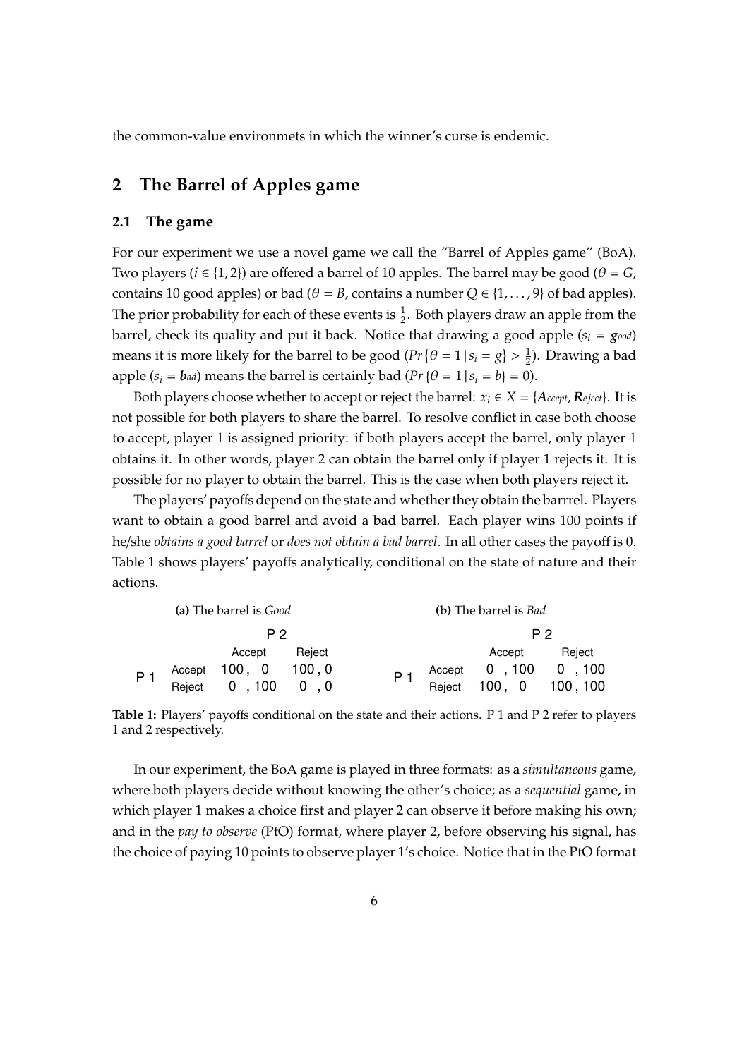the common-value environmets in which the winner's curse is endemic.

## 2 The Barrel of Apples game

### 2.1 The game

For our experiment we use a novel game we call the "Barrel of Apples game" (BoA). Two players ($i \in \{1, 2\}$) are offered a barrel of 10 apples. The barrel may be good ($\theta = G$, contains 10 good apples) or bad ($\theta = B$, contains a number $Q \in \{1, \ldots, 9\}$ of bad apples). The prior probability for each of these events is $\frac{1}{2}$. Both players draw an apple from the barrel, check its quality and put it back. Notice that drawing a good apple ($s_i = \boldsymbol{g}_{ood}$) means it is more likely for the barrel to be good ($Pr\{\theta = 1 \,|\, s_i = g\} > \frac{1}{2}$). Drawing a bad apple ($s_i = \boldsymbol{b}_{ad}$) means the barrel is certainly bad ($Pr\{\theta = 1 \,|\, s_i = b\} = 0$).

Both players choose whether to accept or reject the barrel: $x_i \in X = \{\boldsymbol{A}_{ccept}, \boldsymbol{R}_{eject}\}$. It is not possible for both players to share the barrel. To resolve conflict in case both choose to accept, player 1 is assigned priority: if both players accept the barrel, only player 1 obtains it. In other words, player 2 can obtain the barrel only if player 1 rejects it. It is possible for no player to obtain the barrel. This is the case when both players reject it.

The players' payoffs depend on the state and whether they obtain the barrrel. Players want to obtain a good barrel and avoid a bad barrel. Each player wins 100 points if he/she *obtains a good barrel* or *does not obtain a bad barrel*. In all other cases the payoff is 0. Table 1 shows players' payoffs analytically, conditional on the state of nature and their actions.

**(a)** The barrel is *Good*

| | | P 2 Accept | P 2 Reject |
|---|---|---|---|
| P 1 | Accept | 100 , 0 | 100 , 0 |
| | Reject | 0 , 100 | 0 , 0 |

**(b)** The barrel is *Bad*

| | | P 2 Accept | P 2 Reject |
|---|---|---|---|
| P 1 | Accept | 0 , 100 | 0 , 100 |
| | Reject | 100 , 0 | 100 , 100 |

**Table 1:** Players' payoffs conditional on the state and their actions. P 1 and P 2 refer to players 1 and 2 respectively.

In our experiment, the BoA game is played in three formats: as a *simultaneous* game, where both players decide without knowing the other's choice; as a *sequential* game, in which player 1 makes a choice first and player 2 can observe it before making his own; and in the *pay to observe* (PtO) format, where player 2, before observing his signal, has the choice of paying 10 points to observe player 1's choice. Notice that in the PtO format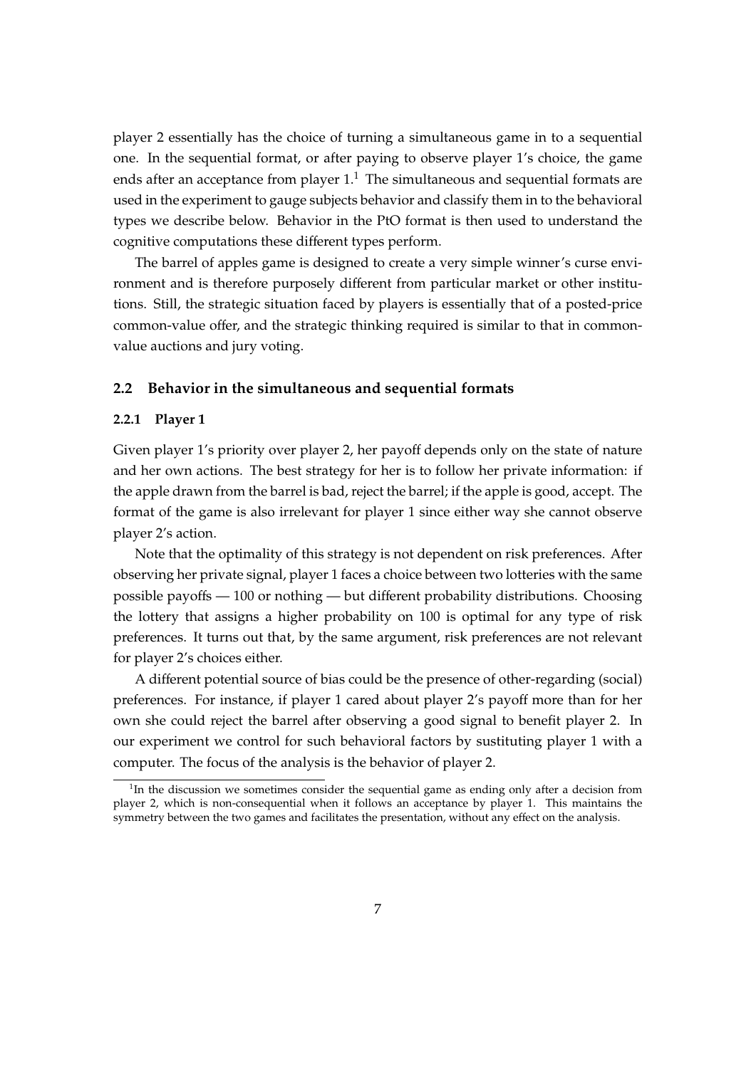player 2 essentially has the choice of turning a simultaneous game in to a sequential one. In the sequential format, or after paying to observe player 1's choice, the game ends after an acceptance from player 1.[1] The simultaneous and sequential formats are used in the experiment to gauge subjects behavior and classify them in to the behavioral types we describe below. Behavior in the PtO format is then used to understand the cognitive computations these different types perform.

The barrel of apples game is designed to create a very simple winner's curse environment and is therefore purposely different from particular market or other institutions. Still, the strategic situation faced by players is essentially that of a posted-price common-value offer, and the strategic thinking required is similar to that in common-value auctions and jury voting.

## 2.2 Behavior in the simultaneous and sequential formats

### 2.2.1 Player 1

Given player 1's priority over player 2, her payoff depends only on the state of nature and her own actions. The best strategy for her is to follow her private information: if the apple drawn from the barrel is bad, reject the barrel; if the apple is good, accept. The format of the game is also irrelevant for player 1 since either way she cannot observe player 2's action.

Note that the optimality of this strategy is not dependent on risk preferences. After observing her private signal, player 1 faces a choice between two lotteries with the same possible payoffs — 100 or nothing — but different probability distributions. Choosing the lottery that assigns a higher probability on 100 is optimal for any type of risk preferences. It turns out that, by the same argument, risk preferences are not relevant for player 2's choices either.

A different potential source of bias could be the presence of other-regarding (social) preferences. For instance, if player 1 cared about player 2's payoff more than for her own she could reject the barrel after observing a good signal to benefit player 2. In our experiment we control for such behavioral factors by sustituting player 1 with a computer. The focus of the analysis is the behavior of player 2.

[1] In the discussion we sometimes consider the sequential game as ending only after a decision from player 2, which is non-consequential when it follows an acceptance by player 1. This maintains the symmetry between the two games and facilitates the presentation, without any effect on the analysis.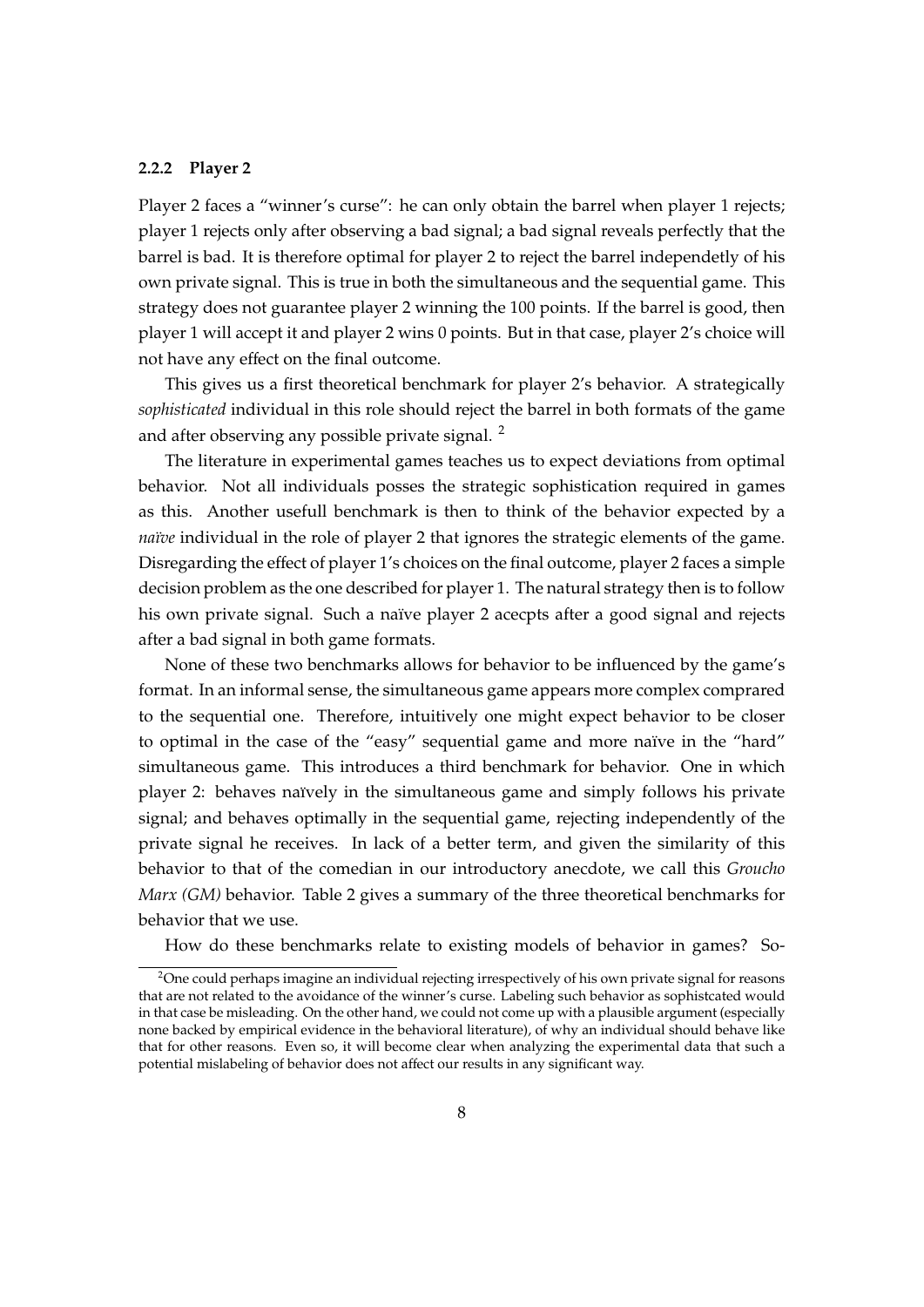### 2.2.2 Player 2

Player 2 faces a "winner's curse": he can only obtain the barrel when player 1 rejects; player 1 rejects only after observing a bad signal; a bad signal reveals perfectly that the barrel is bad. It is therefore optimal for player 2 to reject the barrel independetly of his own private signal. This is true in both the simultaneous and the sequential game. This strategy does not guarantee player 2 winning the 100 points. If the barrel is good, then player 1 will accept it and player 2 wins 0 points. But in that case, player 2's choice will not have any effect on the final outcome.

This gives us a first theoretical benchmark for player 2's behavior. A strategically *sophisticated* individual in this role should reject the barrel in both formats of the game and after observing any possible private signal. [2]

The literature in experimental games teaches us to expect deviations from optimal behavior. Not all individuals posses the strategic sophistication required in games as this. Another usefull benchmark is then to think of the behavior expected by a *naïve* individual in the role of player 2 that ignores the strategic elements of the game. Disregarding the effect of player 1's choices on the final outcome, player 2 faces a simple decision problem as the one described for player 1. The natural strategy then is to follow his own private signal. Such a naïve player 2 acecpts after a good signal and rejects after a bad signal in both game formats.

None of these two benchmarks allows for behavior to be influenced by the game's format. In an informal sense, the simultaneous game appears more complex comprared to the sequential one. Therefore, intuitively one might expect behavior to be closer to optimal in the case of the "easy" sequential game and more naïve in the "hard" simultaneous game. This introduces a third benchmark for behavior. One in which player 2: behaves naïvely in the simultaneous game and simply follows his private signal; and behaves optimally in the sequential game, rejecting independently of the private signal he receives. In lack of a better term, and given the similarity of this behavior to that of the comedian in our introductory anecdote, we call this *Groucho Marx (GM)* behavior. Table 2 gives a summary of the three theoretical benchmarks for behavior that we use.

How do these benchmarks relate to existing models of behavior in games? So-

[2] One could perhaps imagine an individual rejecting irrespectively of his own private signal for reasons that are not related to the avoidance of the winner's curse. Labeling such behavior as sophistcated would in that case be misleading. On the other hand, we could not come up with a plausible argument (especially none backed by empirical evidence in the behavioral literature), of why an individual should behave like that for other reasons. Even so, it will become clear when analyzing the experimental data that such a potential mislabeling of behavior does not affect our results in any significant way.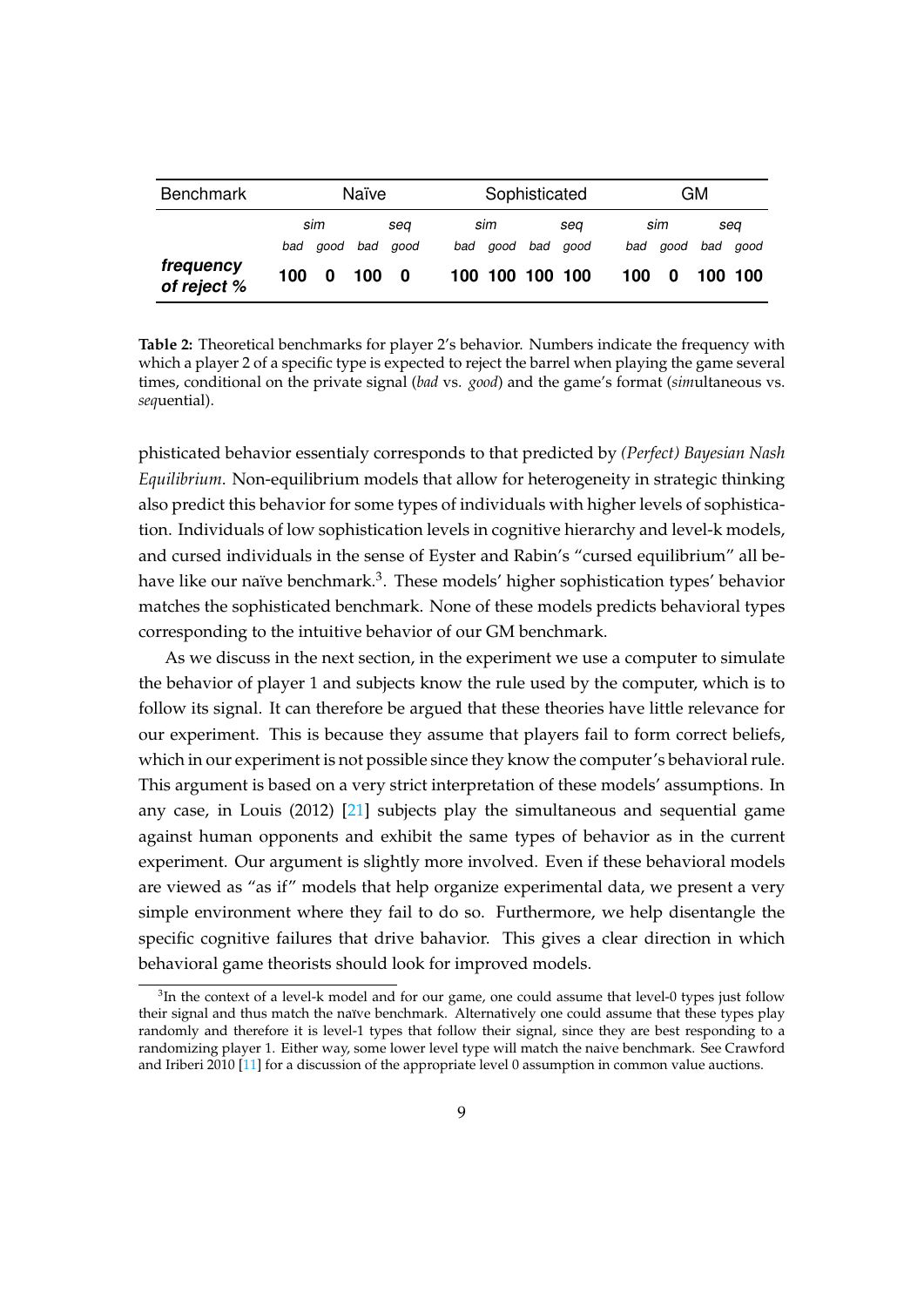| Benchmark | Naïve | | | | Sophisticated | | | | GM | | | |
|---|---|---|---|---|---|---|---|---|---|---|---|---|
| | *sim* | | *seq* | | *sim* | | *seq* | | *sim* | | *seq* | |
| | *bad* | *good* | *bad* | *good* | *bad* | *good* | *bad* | *good* | *bad* | *good* | *bad* | *good* |
| ***frequency of reject %*** | **100** | **0** | **100** | **0** | **100** | **100** | **100** | **100** | **100** | **0** | **100** | **100** |

**Table 2:** Theoretical benchmarks for player 2's behavior. Numbers indicate the frequency with which a player 2 of a specific type is expected to reject the barrel when playing the game several times, conditional on the private signal (*bad* vs. *good*) and the game's format (*sim*ultaneous vs. *seq*uential).

phisticated behavior essentialy corresponds to that predicted by *(Perfect) Bayesian Nash Equilibrium*. Non-equilibrium models that allow for heterogeneity in strategic thinking also predict this behavior for some types of individuals with higher levels of sophistication. Individuals of low sophistication levels in cognitive hierarchy and level-k models, and cursed individuals in the sense of Eyster and Rabin's "cursed equilibrium" all behave like our naïve benchmark.[3]. These models' higher sophistication types' behavior matches the sophisticated benchmark. None of these models predicts behavioral types corresponding to the intuitive behavior of our GM benchmark.

As we discuss in the next section, in the experiment we use a computer to simulate the behavior of player 1 and subjects know the rule used by the computer, which is to follow its signal. It can therefore be argued that these theories have little relevance for our experiment. This is because they assume that players fail to form correct beliefs, which in our experiment is not possible since they know the computer's behavioral rule. This argument is based on a very strict interpretation of these models' assumptions. In any case, in Louis (2012) [21] subjects play the simultaneous and sequential game against human opponents and exhibit the same types of behavior as in the current experiment. Our argument is slightly more involved. Even if these behavioral models are viewed as "as if" models that help organize experimental data, we present a very simple environment where they fail to do so. Furthermore, we help disentangle the specific cognitive failures that drive bahavior. This gives a clear direction in which behavioral game theorists should look for improved models.

[3]In the context of a level-k model and for our game, one could assume that level-0 types just follow their signal and thus match the naïve benchmark. Alternatively one could assume that these types play randomly and therefore it is level-1 types that follow their signal, since they are best responding to a randomizing player 1. Either way, some lower level type will match the naive benchmark. See Crawford and Iriberi 2010 [11] for a discussion of the appropriate level 0 assumption in common value auctions.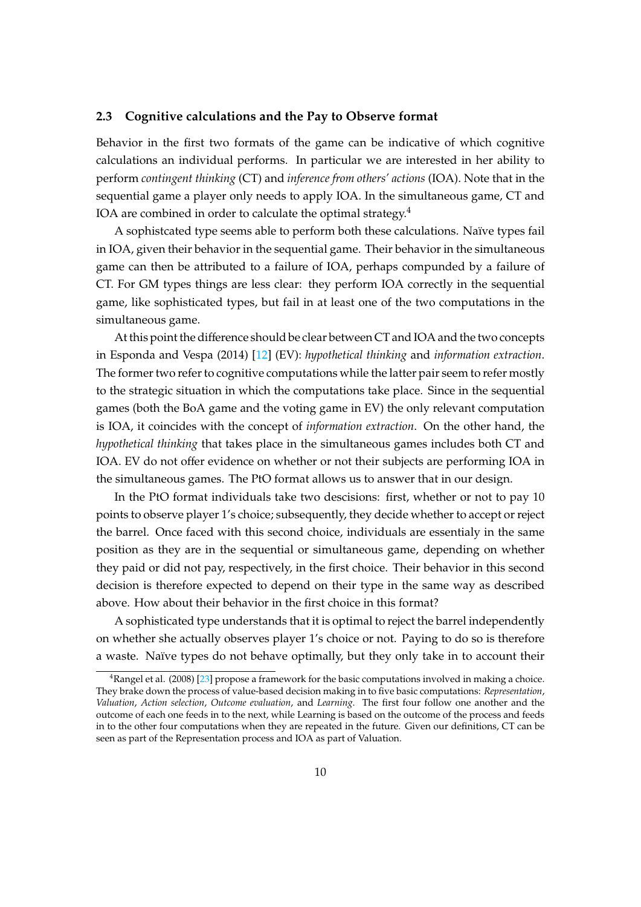### 2.3 Cognitive calculations and the Pay to Observe format

Behavior in the first two formats of the game can be indicative of which cognitive calculations an individual performs. In particular we are interested in her ability to perform *contingent thinking* (CT) and *inference from others' actions* (IOA). Note that in the sequential game a player only needs to apply IOA. In the simultaneous game, CT and IOA are combined in order to calculate the optimal strategy.[4]

A sophistcated type seems able to perform both these calculations. Naïve types fail in IOA, given their behavior in the sequential game. Their behavior in the simultaneous game can then be attributed to a failure of IOA, perhaps compunded by a failure of CT. For GM types things are less clear: they perform IOA correctly in the sequential game, like sophisticated types, but fail in at least one of the two computations in the simultaneous game.

At this point the difference should be clear between CT and IOA and the two concepts in Esponda and Vespa (2014) [12] (EV): *hypothetical thinking* and *information extraction*. The former two refer to cognitive computations while the latter pair seem to refer mostly to the strategic situation in which the computations take place. Since in the sequential games (both the BoA game and the voting game in EV) the only relevant computation is IOA, it coincides with the concept of *information extraction*. On the other hand, the *hypothetical thinking* that takes place in the simultaneous games includes both CT and IOA. EV do not offer evidence on whether or not their subjects are performing IOA in the simultaneous games. The PtO format allows us to answer that in our design.

In the PtO format individuals take two descisions: first, whether or not to pay 10 points to observe player 1's choice; subsequently, they decide whether to accept or reject the barrel. Once faced with this second choice, individuals are essentialy in the same position as they are in the sequential or simultaneous game, depending on whether they paid or did not pay, respectively, in the first choice. Their behavior in this second decision is therefore expected to depend on their type in the same way as described above. How about their behavior in the first choice in this format?

A sophisticated type understands that it is optimal to reject the barrel independently on whether she actually observes player 1's choice or not. Paying to do so is therefore a waste. Naïve types do not behave optimally, but they only take in to account their

[4] Rangel et al. (2008) [23] propose a framework for the basic computations involved in making a choice. They brake down the process of value-based decision making in to five basic computations: *Representation*, *Valuation*, *Action selection*, *Outcome evaluation*, and *Learning*. The first four follow one another and the outcome of each one feeds in to the next, while Learning is based on the outcome of the process and feeds in to the other four computations when they are repeated in the future. Given our definitions, CT can be seen as part of the Representation process and IOA as part of Valuation.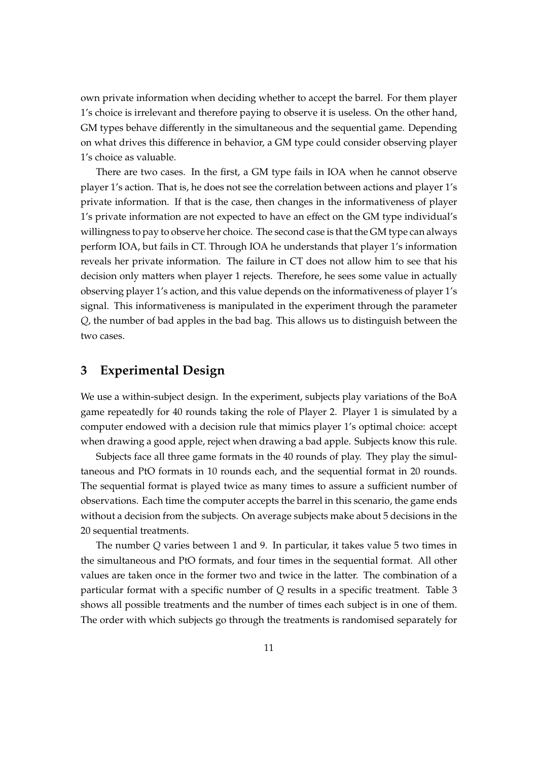own private information when deciding whether to accept the barrel. For them player 1's choice is irrelevant and therefore paying to observe it is useless. On the other hand, GM types behave differently in the simultaneous and the sequential game. Depending on what drives this difference in behavior, a GM type could consider observing player 1's choice as valuable.

There are two cases. In the first, a GM type fails in IOA when he cannot observe player 1's action. That is, he does not see the correlation between actions and player 1's private information. If that is the case, then changes in the informativeness of player 1's private information are not expected to have an effect on the GM type individual's willingness to pay to observe her choice. The second case is that the GM type can always perform IOA, but fails in CT. Through IOA he understands that player 1's information reveals her private information. The failure in CT does not allow him to see that his decision only matters when player 1 rejects. Therefore, he sees some value in actually observing player 1's action, and this value depends on the informativeness of player 1's signal. This informativeness is manipulated in the experiment through the parameter $Q$, the number of bad apples in the bad bag. This allows us to distinguish between the two cases.

## 3 Experimental Design

We use a within-subject design. In the experiment, subjects play variations of the BoA game repeatedly for 40 rounds taking the role of Player 2. Player 1 is simulated by a computer endowed with a decision rule that mimics player 1's optimal choice: accept when drawing a good apple, reject when drawing a bad apple. Subjects know this rule.

Subjects face all three game formats in the 40 rounds of play. They play the simultaneous and PtO formats in 10 rounds each, and the sequential format in 20 rounds. The sequential format is played twice as many times to assure a sufficient number of observations. Each time the computer accepts the barrel in this scenario, the game ends without a decision from the subjects. On average subjects make about 5 decisions in the 20 sequential treatments.

The number $Q$ varies between 1 and 9. In particular, it takes value 5 two times in the simultaneous and PtO formats, and four times in the sequential format. All other values are taken once in the former two and twice in the latter. The combination of a particular format with a specific number of $Q$ results in a specific treatment. Table 3 shows all possible treatments and the number of times each subject is in one of them. The order with which subjects go through the treatments is randomised separately for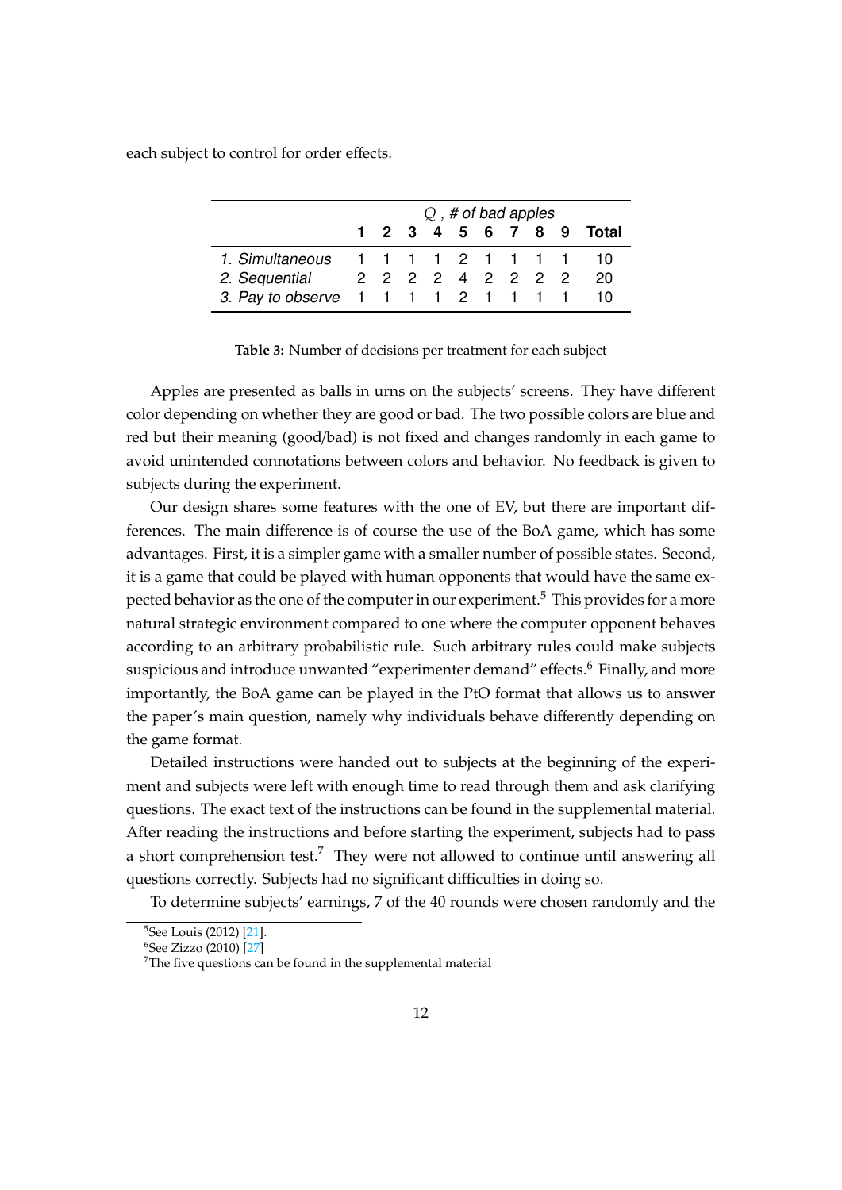each subject to control for order effects.

| | $Q$, *# of bad apples* | | | | | | | | | |
|---|---|---|---|---|---|---|---|---|---|---|
| | **1** | **2** | **3** | **4** | **5** | **6** | **7** | **8** | **9** | **Total** |
| *1. Simultaneous* | 1 | 1 | 1 | 1 | 2 | 1 | 1 | 1 | 1 | 10 |
| *2. Sequential* | 2 | 2 | 2 | 2 | 4 | 2 | 2 | 2 | 2 | 20 |
| *3. Pay to observe* | 1 | 1 | 1 | 1 | 2 | 1 | 1 | 1 | 1 | 10 |

**Table 3:** Number of decisions per treatment for each subject

Apples are presented as balls in urns on the subjects' screens. They have different color depending on whether they are good or bad. The two possible colors are blue and red but their meaning (good/bad) is not fixed and changes randomly in each game to avoid unintended connotations between colors and behavior. No feedback is given to subjects during the experiment.

Our design shares some features with the one of EV, but there are important differences. The main difference is of course the use of the BoA game, which has some advantages. First, it is a simpler game with a smaller number of possible states. Second, it is a game that could be played with human opponents that would have the same expected behavior as the one of the computer in our experiment.[5] This provides for a more natural strategic environment compared to one where the computer opponent behaves according to an arbitrary probabilistic rule. Such arbitrary rules could make subjects suspicious and introduce unwanted "experimenter demand" effects.[6] Finally, and more importantly, the BoA game can be played in the PtO format that allows us to answer the paper's main question, namely why individuals behave differently depending on the game format.

Detailed instructions were handed out to subjects at the beginning of the experiment and subjects were left with enough time to read through them and ask clarifying questions. The exact text of the instructions can be found in the supplemental material. After reading the instructions and before starting the experiment, subjects had to pass a short comprehension test.[7] They were not allowed to continue until answering all questions correctly. Subjects had no significant difficulties in doing so.

To determine subjects' earnings, 7 of the 40 rounds were chosen randomly and the

[5] See Louis (2012) [21].

[6] See Zizzo (2010) [27]

[7] The five questions can be found in the supplemental material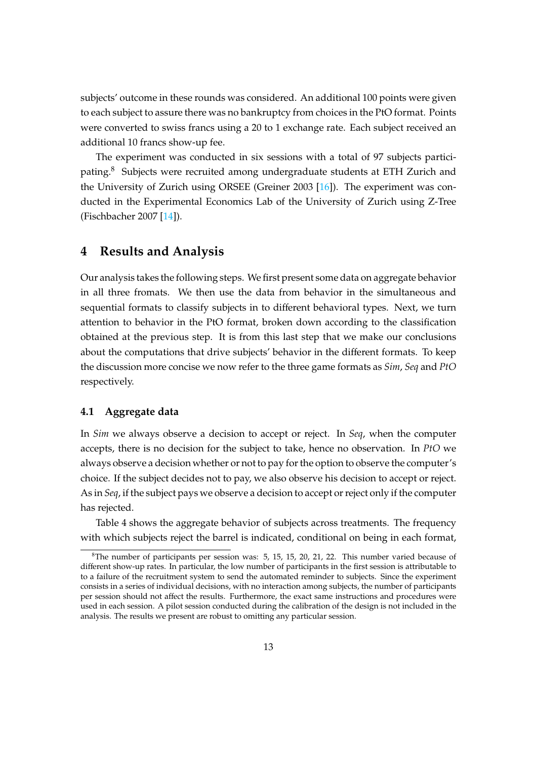subjects' outcome in these rounds was considered. An additional 100 points were given to each subject to assure there was no bankruptcy from choices in the PtO format. Points were converted to swiss francs using a 20 to 1 exchange rate. Each subject received an additional 10 francs show-up fee.

The experiment was conducted in six sessions with a total of 97 subjects participating.[8] Subjects were recruited among undergraduate students at ETH Zurich and the University of Zurich using ORSEE (Greiner 2003 [16]). The experiment was conducted in the Experimental Economics Lab of the University of Zurich using Z-Tree (Fischbacher 2007 [14]).

## 4 Results and Analysis

Our analysis takes the following steps. We first present some data on aggregate behavior in all three fromats. We then use the data from behavior in the simultaneous and sequential formats to classify subjects in to different behavioral types. Next, we turn attention to behavior in the PtO format, broken down according to the classification obtained at the previous step. It is from this last step that we make our conclusions about the computations that drive subjects' behavior in the different formats. To keep the discussion more concise we now refer to the three game formats as *Sim*, *Seq* and *PtO* respectively.

### 4.1 Aggregate data

In *Sim* we always observe a decision to accept or reject. In *Seq*, when the computer accepts, there is no decision for the subject to take, hence no observation. In *PtO* we always observe a decision whether or not to pay for the option to observe the computer's choice. If the subject decides not to pay, we also observe his decision to accept or reject. As in *Seq*, if the subject pays we observe a decision to accept or reject only if the computer has rejected.

Table 4 shows the aggregate behavior of subjects across treatments. The frequency with which subjects reject the barrel is indicated, conditional on being in each format,

[8] The number of participants per session was: 5, 15, 15, 20, 21, 22. This number varied because of different show-up rates. In particular, the low number of participants in the first session is attributable to to a failure of the recruitment system to send the automated reminder to subjects. Since the experiment consists in a series of individual decisions, with no interaction among subjects, the number of participants per session should not affect the results. Furthermore, the exact same instructions and procedures were used in each session. A pilot session conducted during the calibration of the design is not included in the analysis. The results we present are robust to omitting any particular session.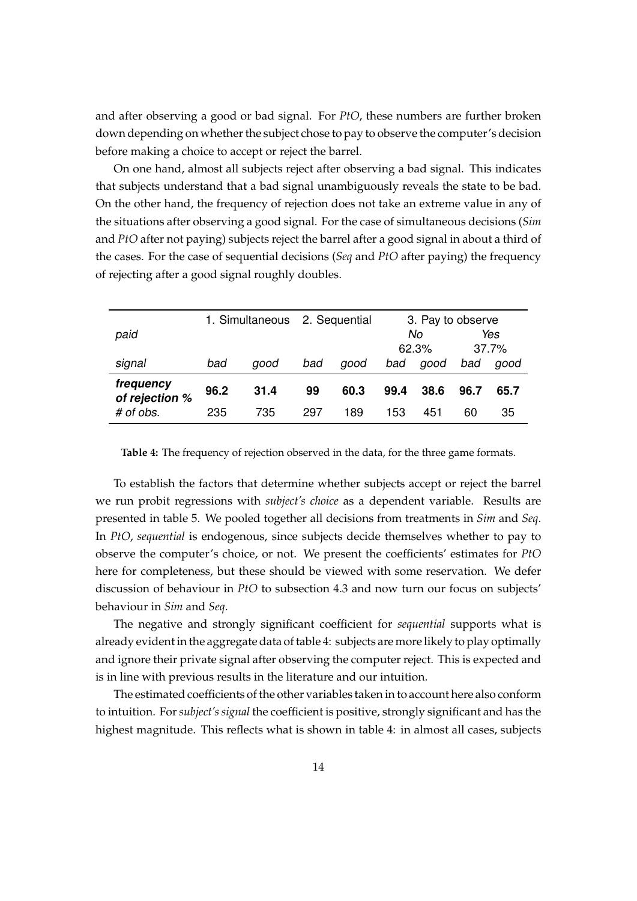and after observing a good or bad signal. For *PtO*, these numbers are further broken down depending on whether the subject chose to pay to observe the computer's decision before making a choice to accept or reject the barrel.

On one hand, almost all subjects reject after observing a bad signal. This indicates that subjects understand that a bad signal unambiguously reveals the state to be bad. On the other hand, the frequency of rejection does not take an extreme value in any of the situations after observing a good signal. For the case of simultaneous decisions (*Sim* and *PtO* after not paying) subjects reject the barrel after a good signal in about a third of the cases. For the case of sequential decisions (*Seq* and *PtO* after paying) the frequency of rejecting after a good signal roughly doubles.

| | 1. Simultaneous | | 2. Sequential | | 3. Pay to observe | | | |
|---|---|---|---|---|---|---|---|---|
| *paid* | | | | | *No* 62.3% | | *Yes* 37.7% | |
| *signal* | *bad* | *good* | *bad* | *good* | *bad* | *good* | *bad* | *good* |
| ***frequency of rejection %*** | **96.2** | **31.4** | **99** | **60.3** | **99.4** | **38.6** | **96.7** | **65.7** |
| *# of obs.* | 235 | 735 | 297 | 189 | 153 | 451 | 60 | 35 |

**Table 4:** The frequency of rejection observed in the data, for the three game formats.

To establish the factors that determine whether subjects accept or reject the barrel we run probit regressions with *subject's choice* as a dependent variable. Results are presented in table 5. We pooled together all decisions from treatments in *Sim* and *Seq*. In *PtO*, *sequential* is endogenous, since subjects decide themselves whether to pay to observe the computer's choice, or not. We present the coefficients' estimates for *PtO* here for completeness, but these should be viewed with some reservation. We defer discussion of behaviour in *PtO* to subsection 4.3 and now turn our focus on subjects' behaviour in *Sim* and *Seq*.

The negative and strongly significant coefficient for *sequential* supports what is already evident in the aggregate data of table 4: subjects are more likely to play optimally and ignore their private signal after observing the computer reject. This is expected and is in line with previous results in the literature and our intuition.

The estimated coefficients of the other variables taken in to account here also conform to intuition. For *subject's signal* the coefficient is positive, strongly significant and has the highest magnitude. This reflects what is shown in table 4: in almost all cases, subjects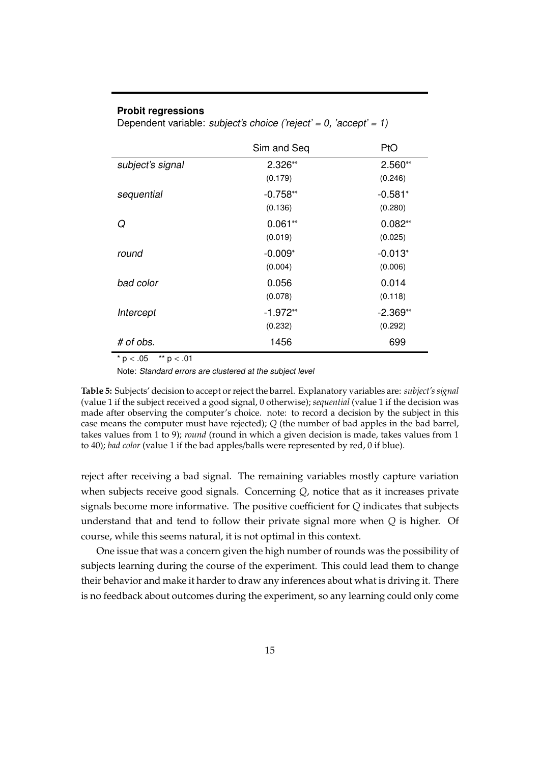**Probit regressions**

Dependent variable: *subject's choice ('reject' = 0, 'accept' = 1)*

| | Sim and Seq | PtO |
|---|---|---|
| *subject's signal* | 2.326** | 2.560** |
| | (0.179) | (0.246) |
| *sequential* | -0.758** | -0.581* |
| | (0.136) | (0.280) |
| *Q* | 0.061** | 0.082** |
| | (0.019) | (0.025) |
| *round* | -0.009* | -0.013* |
| | (0.004) | (0.006) |
| *bad color* | 0.056 | 0.014 |
| | (0.078) | (0.118) |
| *Intercept* | -1.972** | -2.369** |
| | (0.232) | (0.292) |
| *# of obs.* | 1456 | 699 |

\* $p < .05$ \*\* $p < .01$

Note: *Standard errors are clustered at the subject level*

**Table 5:** Subjects' decision to accept or reject the barrel. Explanatory variables are: *subject's signal* (value 1 if the subject received a good signal, 0 otherwise); *sequential* (value 1 if the decision was made after observing the computer's choice. note: to record a decision by the subject in this case means the computer must have rejected); *Q* (the number of bad apples in the bad barrel, takes values from 1 to 9); *round* (round in which a given decision is made, takes values from 1 to 40); *bad color* (value 1 if the bad apples/balls were represented by red, 0 if blue).

reject after receiving a bad signal. The remaining variables mostly capture variation when subjects receive good signals. Concerning $Q$, notice that as it increases private signals become more informative. The positive coefficient for $Q$ indicates that subjects understand that and tend to follow their private signal more when $Q$ is higher. Of course, while this seems natural, it is not optimal in this context.

One issue that was a concern given the high number of rounds was the possibility of subjects learning during the course of the experiment. This could lead them to change their behavior and make it harder to draw any inferences about what is driving it. There is no feedback about outcomes during the experiment, so any learning could only come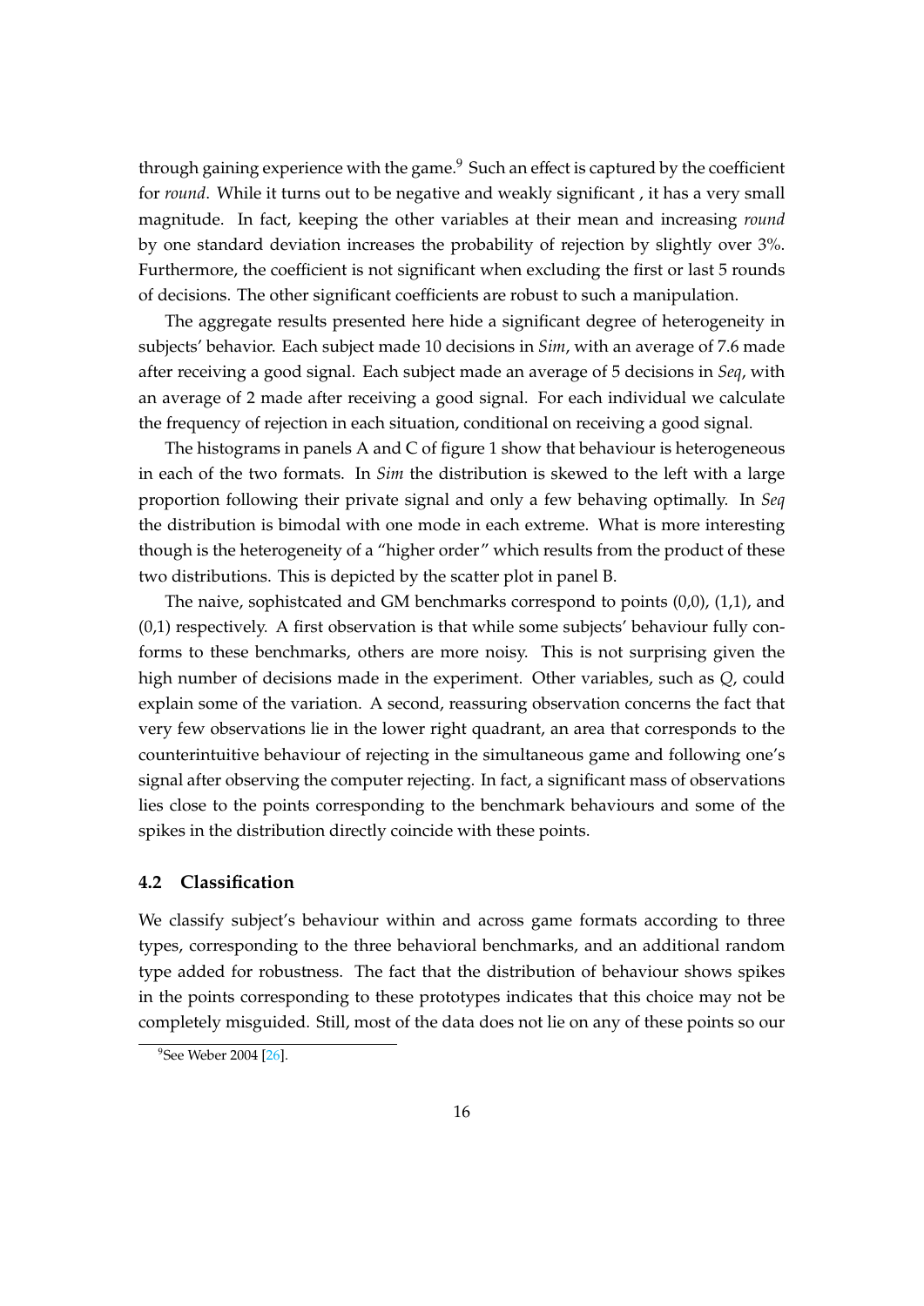through gaining experience with the game.[9] Such an effect is captured by the coefficient for *round*. While it turns out to be negative and weakly significant , it has a very small magnitude. In fact, keeping the other variables at their mean and increasing *round* by one standard deviation increases the probability of rejection by slightly over 3%. Furthermore, the coefficient is not significant when excluding the first or last 5 rounds of decisions. The other significant coefficients are robust to such a manipulation.

The aggregate results presented here hide a significant degree of heterogeneity in subjects' behavior. Each subject made 10 decisions in *Sim*, with an average of 7.6 made after receiving a good signal. Each subject made an average of 5 decisions in *Seq*, with an average of 2 made after receiving a good signal. For each individual we calculate the frequency of rejection in each situation, conditional on receiving a good signal.

The histograms in panels A and C of figure 1 show that behaviour is heterogeneous in each of the two formats. In *Sim* the distribution is skewed to the left with a large proportion following their private signal and only a few behaving optimally. In *Seq* the distribution is bimodal with one mode in each extreme. What is more interesting though is the heterogeneity of a "higher order" which results from the product of these two distributions. This is depicted by the scatter plot in panel B.

The naive, sophistcated and GM benchmarks correspond to points (0,0), (1,1), and (0,1) respectively. A first observation is that while some subjects' behaviour fully conforms to these benchmarks, others are more noisy. This is not surprising given the high number of decisions made in the experiment. Other variables, such as $Q$, could explain some of the variation. A second, reassuring observation concerns the fact that very few observations lie in the lower right quadrant, an area that corresponds to the counterintuitive behaviour of rejecting in the simultaneous game and following one's signal after observing the computer rejecting. In fact, a significant mass of observations lies close to the points corresponding to the benchmark behaviours and some of the spikes in the distribution directly coincide with these points.

### 4.2 Classification

We classify subject's behaviour within and across game formats according to three types, corresponding to the three behavioral benchmarks, and an additional random type added for robustness. The fact that the distribution of behaviour shows spikes in the points corresponding to these prototypes indicates that this choice may not be completely misguided. Still, most of the data does not lie on any of these points so our

[9] See Weber 2004 [26].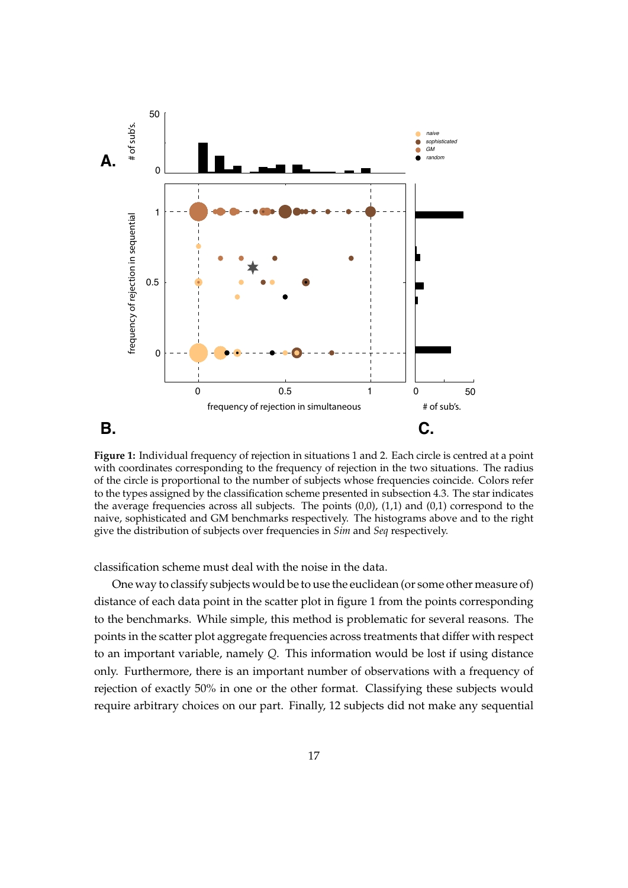**Figure 1:** Individual frequency of rejection in situations 1 and 2. Each circle is centred at a point with coordinates corresponding to the frequency of rejection in the two situations. The radius of the circle is proportional to the number of subjects whose frequencies coincide. Colors refer to the types assigned by the classification scheme presented in subsection 4.3. The star indicates the average frequencies across all subjects. The points (0,0), (1,1) and (0,1) correspond to the naive, sophisticated and GM benchmarks respectively. The histograms above and to the right give the distribution of subjects over frequencies in *Sim* and *Seq* respectively.

classification scheme must deal with the noise in the data.

One way to classify subjects would be to use the euclidean (or some other measure of) distance of each data point in the scatter plot in figure 1 from the points corresponding to the benchmarks. While simple, this method is problematic for several reasons. The points in the scatter plot aggregate frequencies across treatments that differ with respect to an important variable, namely $Q$. This information would be lost if using distance only. Furthermore, there is an important number of observations with a frequency of rejection of exactly 50% in one or the other format. Classifying these subjects would require arbitrary choices on our part. Finally, 12 subjects did not make any sequential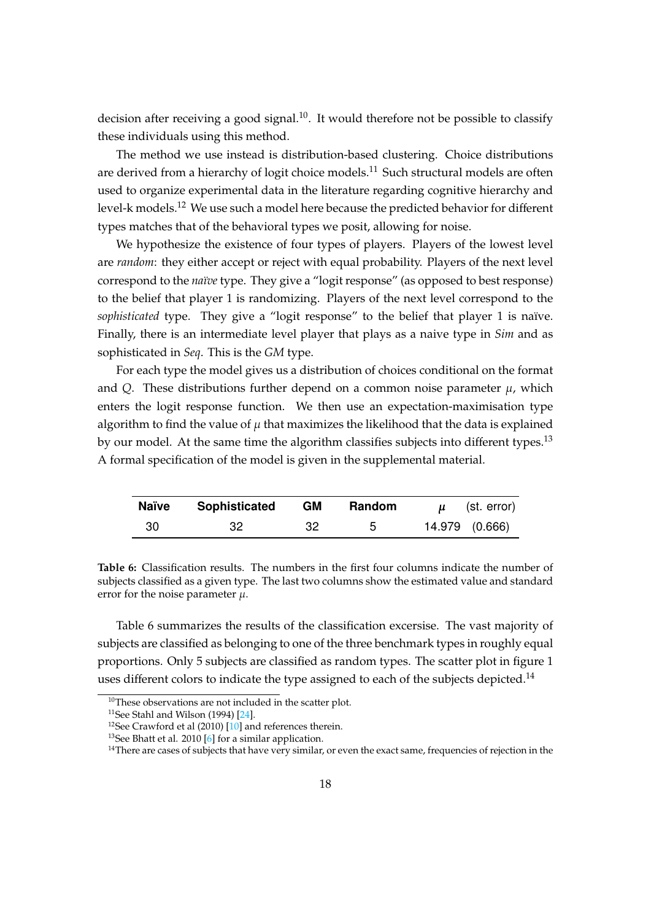decision after receiving a good signal.[10]. It would therefore not be possible to classify these individuals using this method.

The method we use instead is distribution-based clustering. Choice distributions are derived from a hierarchy of logit choice models.[11] Such structural models are often used to organize experimental data in the literature regarding cognitive hierarchy and level-k models.[12] We use such a model here because the predicted behavior for different types matches that of the behavioral types we posit, allowing for noise.

We hypothesize the existence of four types of players. Players of the lowest level are *random*: they either accept or reject with equal probability. Players of the next level correspond to the *naïve* type. They give a "logit response" (as opposed to best response) to the belief that player 1 is randomizing. Players of the next level correspond to the *sophisticated* type. They give a "logit response" to the belief that player 1 is naïve. Finally, there is an intermediate level player that plays as a naive type in *Sim* and as sophisticated in *Seq*. This is the *GM* type.

For each type the model gives us a distribution of choices conditional on the format and $Q$. These distributions further depend on a common noise parameter $\mu$, which enters the logit response function. We then use an expectation-maximisation type algorithm to find the value of $\mu$ that maximizes the likelihood that the data is explained by our model. At the same time the algorithm classifies subjects into different types.[13] A formal specification of the model is given in the supplemental material.

| Naïve | Sophisticated | GM | Random | $\mu$ | (st. error) |
|---|---|---|---|---|---|
| 30 | 32 | 32 | 5 | 14.979 | (0.666) |

**Table 6:** Classification results. The numbers in the first four columns indicate the number of subjects classified as a given type. The last two columns show the estimated value and standard error for the noise parameter $\mu$.

Table 6 summarizes the results of the classification excersise. The vast majority of subjects are classified as belonging to one of the three benchmark types in roughly equal proportions. Only 5 subjects are classified as random types. The scatter plot in figure 1 uses different colors to indicate the type assigned to each of the subjects depicted.[14]

[10] These observations are not included in the scatter plot.

[11] See Stahl and Wilson (1994) [24].

[12] See Crawford et al (2010) [10] and references therein.

[13] See Bhatt et al. 2010 [6] for a similar application.

[14] There are cases of subjects that have very similar, or even the exact same, frequencies of rejection in the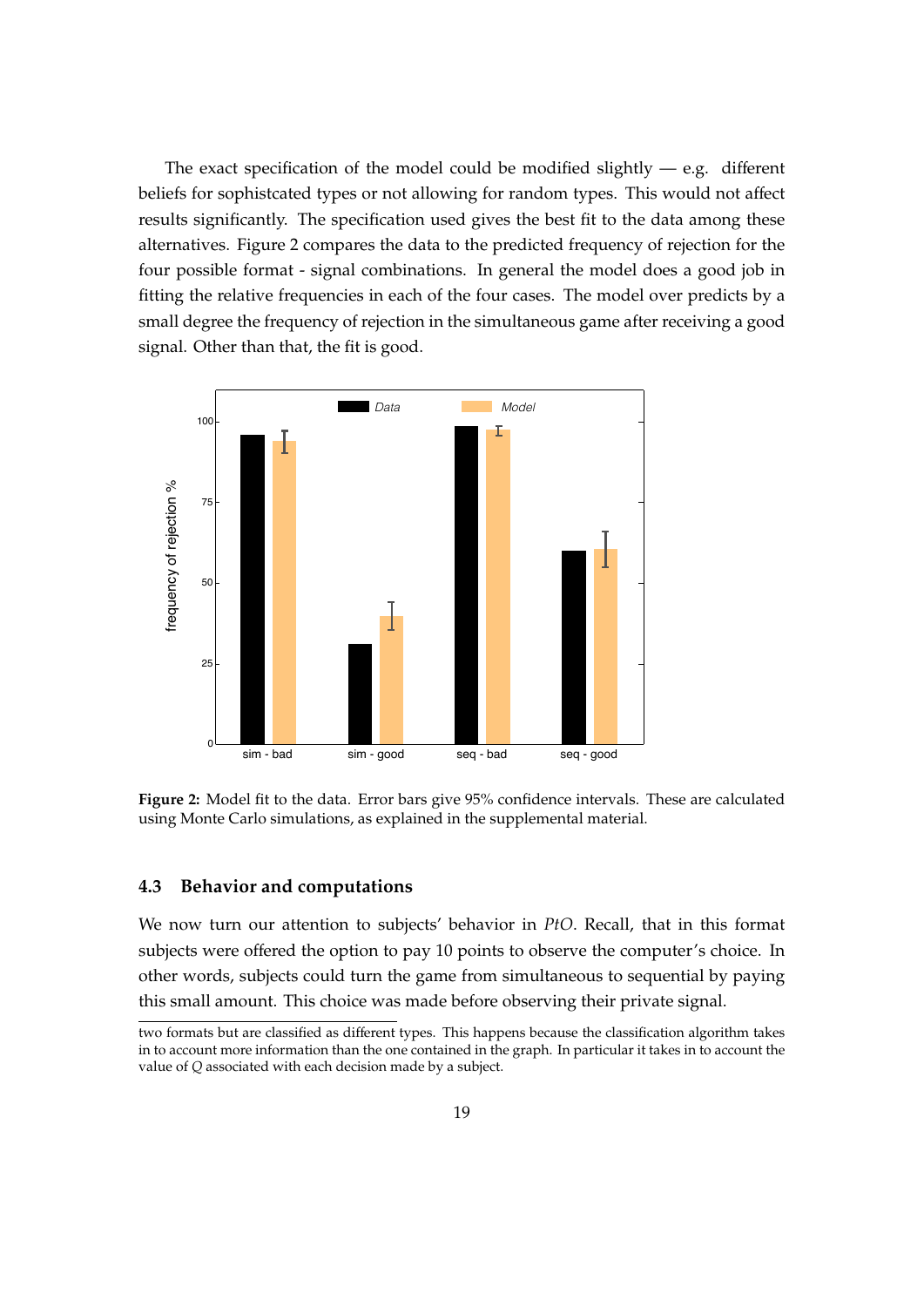The exact specification of the model could be modified slightly — e.g. different beliefs for sophistcated types or not allowing for random types. This would not affect results significantly. The specification used gives the best fit to the data among these alternatives. Figure 2 compares the data to the predicted frequency of rejection for the four possible format - signal combinations. In general the model does a good job in fitting the relative frequencies in each of the four cases. The model over predicts by a small degree the frequency of rejection in the simultaneous game after receiving a good signal. Other than that, the fit is good.

**Figure 2:** Model fit to the data. Error bars give 95% confidence intervals. These are calculated using Monte Carlo simulations, as explained in the supplemental material.

### 4.3 Behavior and computations

We now turn our attention to subjects' behavior in *PtO*. Recall, that in this format subjects were offered the option to pay 10 points to observe the computer's choice. In other words, subjects could turn the game from simultaneous to sequential by paying this small amount. This choice was made before observing their private signal.

two formats but are classified as different types. This happens because the classification algorithm takes in to account more information than the one contained in the graph. In particular it takes in to account the value of $Q$ associated with each decision made by a subject.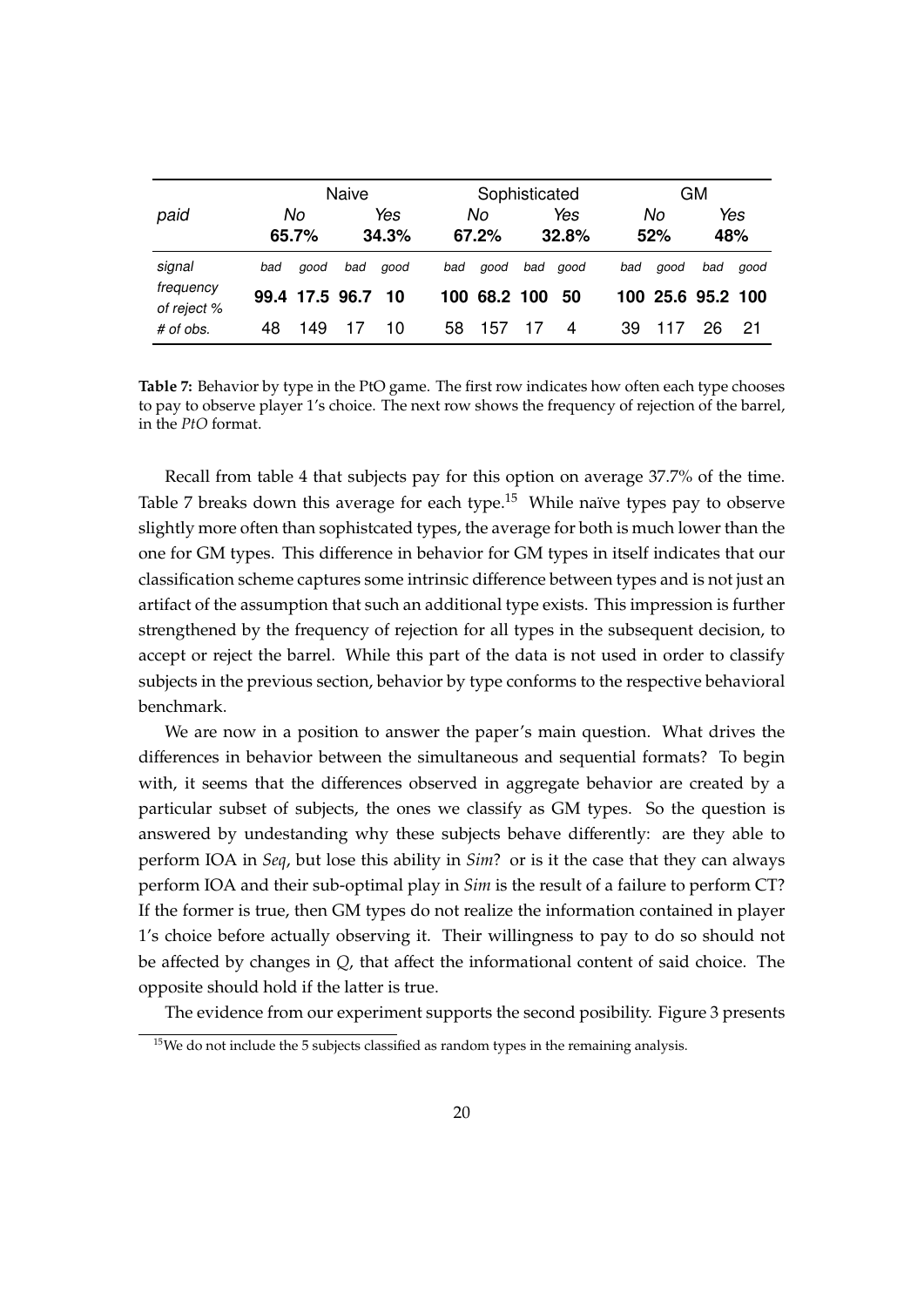|  | Naive |  |  |  | Sophisticated |  |  |  | GM |  |  |  |
|---|---|---|---|---|---|---|---|---|---|---|---|---|
| *paid* | *No* |  | *Yes* |  | *No* |  | *Yes* |  | *No* |  | *Yes* |  |
|  | **65.7%** |  | **34.3%** |  | **67.2%** |  | **32.8%** |  | **52%** |  | **48%** |  |
| *signal* | *bad* | *good* | *bad* | *good* | *bad* | *good* | *bad* | *good* | *bad* | *good* | *bad* | *good* |
| *frequency of reject %* | **99.4** | **17.5** | **96.7** | **10** | **100** | **68.2** | **100** | **50** | **100** | **25.6** | **95.2** | **100** |
| *# of obs.* | 48 | 149 | 17 | 10 | 58 | 157 | 17 | 4 | 39 | 117 | 26 | 21 |

**Table 7:** Behavior by type in the PtO game. The first row indicates how often each type chooses to pay to observe player 1's choice. The next row shows the frequency of rejection of the barrel, in the *PtO* format.

Recall from table 4 that subjects pay for this option on average 37.7% of the time. Table 7 breaks down this average for each type.[15] While naïve types pay to observe slightly more often than sophistcated types, the average for both is much lower than the one for GM types. This difference in behavior for GM types in itself indicates that our classification scheme captures some intrinsic difference between types and is not just an artifact of the assumption that such an additional type exists. This impression is further strengthened by the frequency of rejection for all types in the subsequent decision, to accept or reject the barrel. While this part of the data is not used in order to classify subjects in the previous section, behavior by type conforms to the respective behavioral benchmark.

We are now in a position to answer the paper's main question. What drives the differences in behavior between the simultaneous and sequential formats? To begin with, it seems that the differences observed in aggregate behavior are created by a particular subset of subjects, the ones we classify as GM types. So the question is answered by undestanding why these subjects behave differently: are they able to perform IOA in *Seq*, but lose this ability in *Sim*? or is it the case that they can always perform IOA and their sub-optimal play in *Sim* is the result of a failure to perform CT? If the former is true, then GM types do not realize the information contained in player 1's choice before actually observing it. Their willingness to pay to do so should not be affected by changes in $Q$, that affect the informational content of said choice. The opposite should hold if the latter is true.

The evidence from our experiment supports the second posibility. Figure 3 presents

[15]We do not include the 5 subjects classified as random types in the remaining analysis.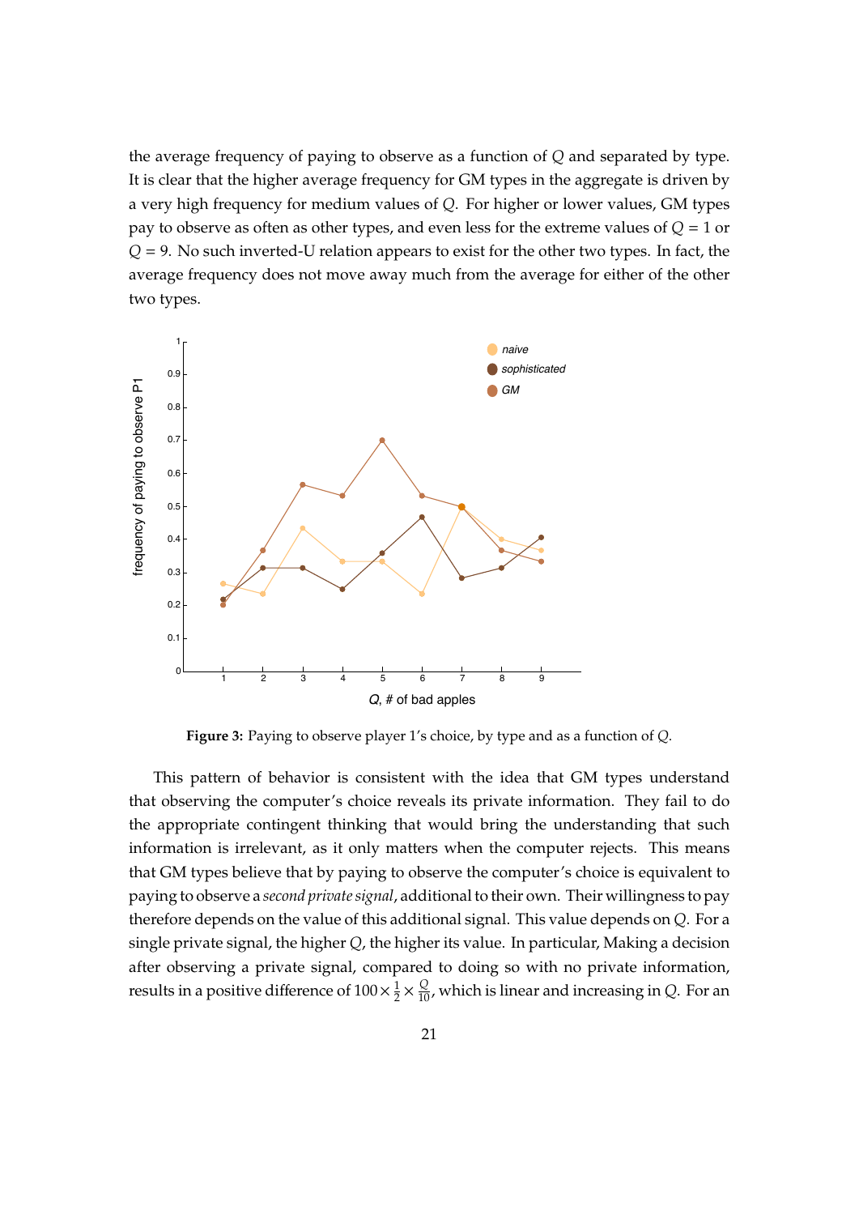the average frequency of paying to observe as a function of $Q$ and separated by type. It is clear that the higher average frequency for GM types in the aggregate is driven by a very high frequency for medium values of $Q$. For higher or lower values, GM types pay to observe as often as other types, and even less for the extreme values of $Q = 1$ or $Q = 9$. No such inverted-U relation appears to exist for the other two types. In fact, the average frequency does not move away much from the average for either of the other two types.

**Figure 3:** Paying to observe player 1's choice, by type and as a function of $Q$.

This pattern of behavior is consistent with the idea that GM types understand that observing the computer's choice reveals its private information. They fail to do the appropriate contingent thinking that would bring the understanding that such information is irrelevant, as it only matters when the computer rejects. This means that GM types believe that by paying to observe the computer's choice is equivalent to paying to observe a *second private signal*, additional to their own. Their willingness to pay therefore depends on the value of this additional signal. This value depends on $Q$. For a single private signal, the higher $Q$, the higher its value. In particular, Making a decision after observing a private signal, compared to doing so with no private information, results in a positive difference of $100 \times \frac{1}{2} \times \frac{Q}{10}$, which is linear and increasing in $Q$. For an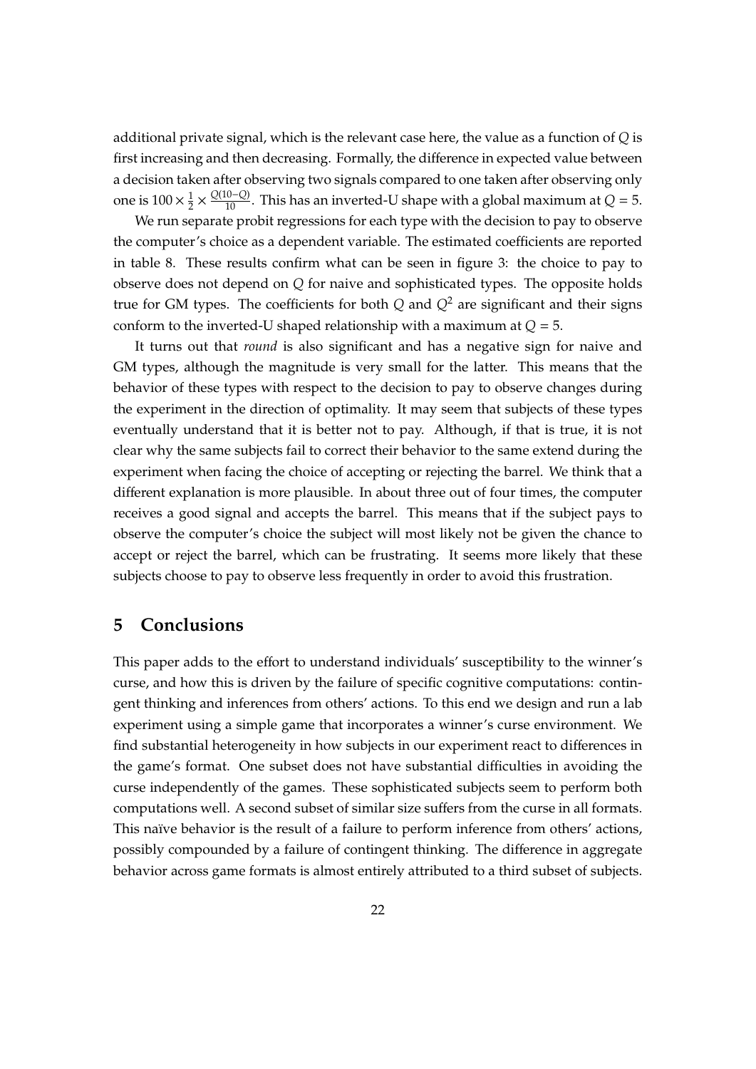additional private signal, which is the relevant case here, the value as a function of $Q$ is first increasing and then decreasing. Formally, the difference in expected value between a decision taken after observing two signals compared to one taken after observing only one is $100 \times \frac{1}{2} \times \frac{Q(10-Q)}{10}$. This has an inverted-U shape with a global maximum at $Q = 5$.

We run separate probit regressions for each type with the decision to pay to observe the computer's choice as a dependent variable. The estimated coefficients are reported in table 8. These results confirm what can be seen in figure 3: the choice to pay to observe does not depend on $Q$ for naive and sophisticated types. The opposite holds true for GM types. The coefficients for both $Q$ and $Q^2$ are significant and their signs conform to the inverted-U shaped relationship with a maximum at $Q = 5$.

It turns out that *round* is also significant and has a negative sign for naive and GM types, although the magnitude is very small for the latter. This means that the behavior of these types with respect to the decision to pay to observe changes during the experiment in the direction of optimality. It may seem that subjects of these types eventually understand that it is better not to pay. Although, if that is true, it is not clear why the same subjects fail to correct their behavior to the same extend during the experiment when facing the choice of accepting or rejecting the barrel. We think that a different explanation is more plausible. In about three out of four times, the computer receives a good signal and accepts the barrel. This means that if the subject pays to observe the computer's choice the subject will most likely not be given the chance to accept or reject the barrel, which can be frustrating. It seems more likely that these subjects choose to pay to observe less frequently in order to avoid this frustration.

## 5 Conclusions

This paper adds to the effort to understand individuals' susceptibility to the winner's curse, and how this is driven by the failure of specific cognitive computations: contingent thinking and inferences from others' actions. To this end we design and run a lab experiment using a simple game that incorporates a winner's curse environment. We find substantial heterogeneity in how subjects in our experiment react to differences in the game's format. One subset does not have substantial difficulties in avoiding the curse independently of the games. These sophisticated subjects seem to perform both computations well. A second subset of similar size suffers from the curse in all formats. This naïve behavior is the result of a failure to perform inference from others' actions, possibly compounded by a failure of contingent thinking. The difference in aggregate behavior across game formats is almost entirely attributed to a third subset of subjects.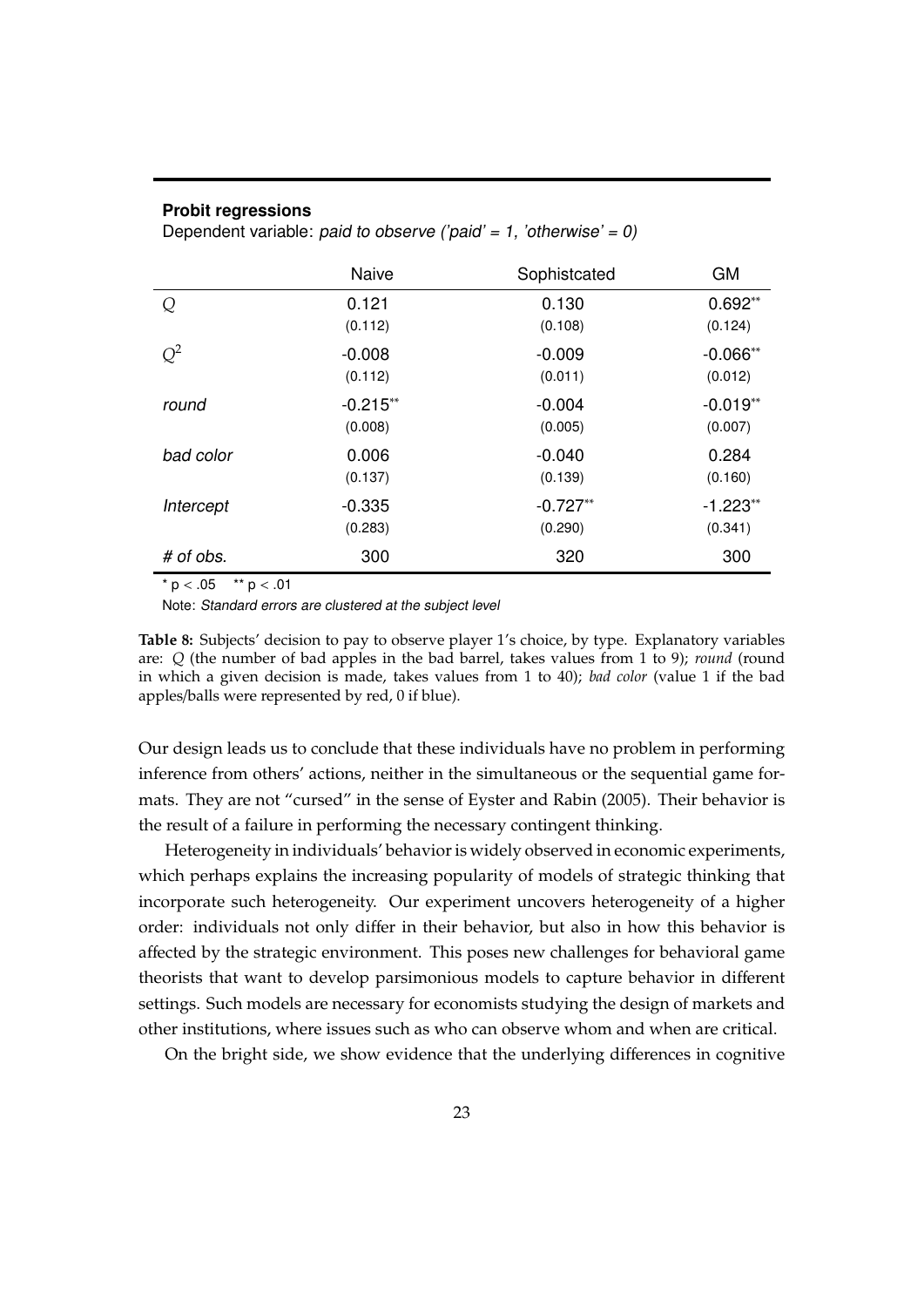**Probit regressions**

Dependent variable: *paid to observe ('paid' = 1, 'otherwise' = 0)*

| | Naive | Sophistcated | GM |
|---|---|---|---|
| $Q$ | 0.121 | 0.130 | 0.692** |
| | (0.112) | (0.108) | (0.124) |
| $Q^2$ | -0.008 | -0.009 | -0.066** |
| | (0.112) | (0.011) | (0.012) |
| *round* | -0.215** | -0.004 | -0.019** |
| | (0.008) | (0.005) | (0.007) |
| *bad color* | 0.006 | -0.040 | 0.284 |
| | (0.137) | (0.139) | (0.160) |
| *Intercept* | -0.335 | -0.727** | -1.223** |
| | (0.283) | (0.290) | (0.341) |
| *# of obs.* | 300 | 320 | 300 |

\* $p < .05$ \*\* $p < .01$

Note: *Standard errors are clustered at the subject level*

**Table 8:** Subjects' decision to pay to observe player 1's choice, by type. Explanatory variables are: $Q$ (the number of bad apples in the bad barrel, takes values from 1 to 9); *round* (round in which a given decision is made, takes values from 1 to 40); *bad color* (value 1 if the bad apples/balls were represented by red, 0 if blue).

Our design leads us to conclude that these individuals have no problem in performing inference from others' actions, neither in the simultaneous or the sequential game formats. They are not "cursed" in the sense of Eyster and Rabin (2005). Their behavior is the result of a failure in performing the necessary contingent thinking.

Heterogeneity in individuals' behavior is widely observed in economic experiments, which perhaps explains the increasing popularity of models of strategic thinking that incorporate such heterogeneity. Our experiment uncovers heterogeneity of a higher order: individuals not only differ in their behavior, but also in how this behavior is affected by the strategic environment. This poses new challenges for behavioral game theorists that want to develop parsimonious models to capture behavior in different settings. Such models are necessary for economists studying the design of markets and other institutions, where issues such as who can observe whom and when are critical.

On the bright side, we show evidence that the underlying differences in cognitive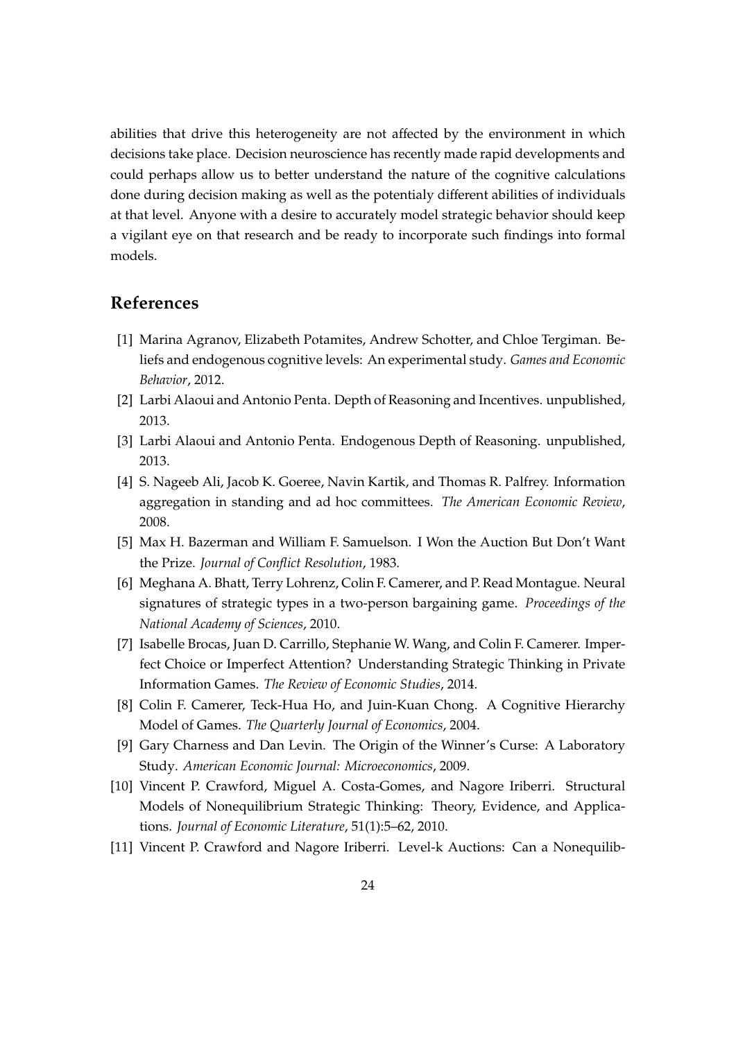abilities that drive this heterogeneity are not affected by the environment in which decisions take place. Decision neuroscience has recently made rapid developments and could perhaps allow us to better understand the nature of the cognitive calculations done during decision making as well as the potentialy different abilities of individuals at that level. Anyone with a desire to accurately model strategic behavior should keep a vigilant eye on that research and be ready to incorporate such findings into formal models.

## References

[1] Marina Agranov, Elizabeth Potamites, Andrew Schotter, and Chloe Tergiman. Beliefs and endogenous cognitive levels: An experimental study. *Games and Economic Behavior*, 2012.

[2] Larbi Alaoui and Antonio Penta. Depth of Reasoning and Incentives. unpublished, 2013.

[3] Larbi Alaoui and Antonio Penta. Endogenous Depth of Reasoning. unpublished, 2013.

[4] S. Nageeb Ali, Jacob K. Goeree, Navin Kartik, and Thomas R. Palfrey. Information aggregation in standing and ad hoc committees. *The American Economic Review*, 2008.

[5] Max H. Bazerman and William F. Samuelson. I Won the Auction But Don't Want the Prize. *Journal of Conflict Resolution*, 1983.

[6] Meghana A. Bhatt, Terry Lohrenz, Colin F. Camerer, and P. Read Montague. Neural signatures of strategic types in a two-person bargaining game. *Proceedings of the National Academy of Sciences*, 2010.

[7] Isabelle Brocas, Juan D. Carrillo, Stephanie W. Wang, and Colin F. Camerer. Imperfect Choice or Imperfect Attention? Understanding Strategic Thinking in Private Information Games. *The Review of Economic Studies*, 2014.

[8] Colin F. Camerer, Teck-Hua Ho, and Juin-Kuan Chong. A Cognitive Hierarchy Model of Games. *The Quarterly Journal of Economics*, 2004.

[9] Gary Charness and Dan Levin. The Origin of the Winner's Curse: A Laboratory Study. *American Economic Journal: Microeconomics*, 2009.

[10] Vincent P. Crawford, Miguel A. Costa-Gomes, and Nagore Iriberri. Structural Models of Nonequilibrium Strategic Thinking: Theory, Evidence, and Applications. *Journal of Economic Literature*, 51(1):5–62, 2010.

[11] Vincent P. Crawford and Nagore Iriberri. Level-k Auctions: Can a Nonequilib-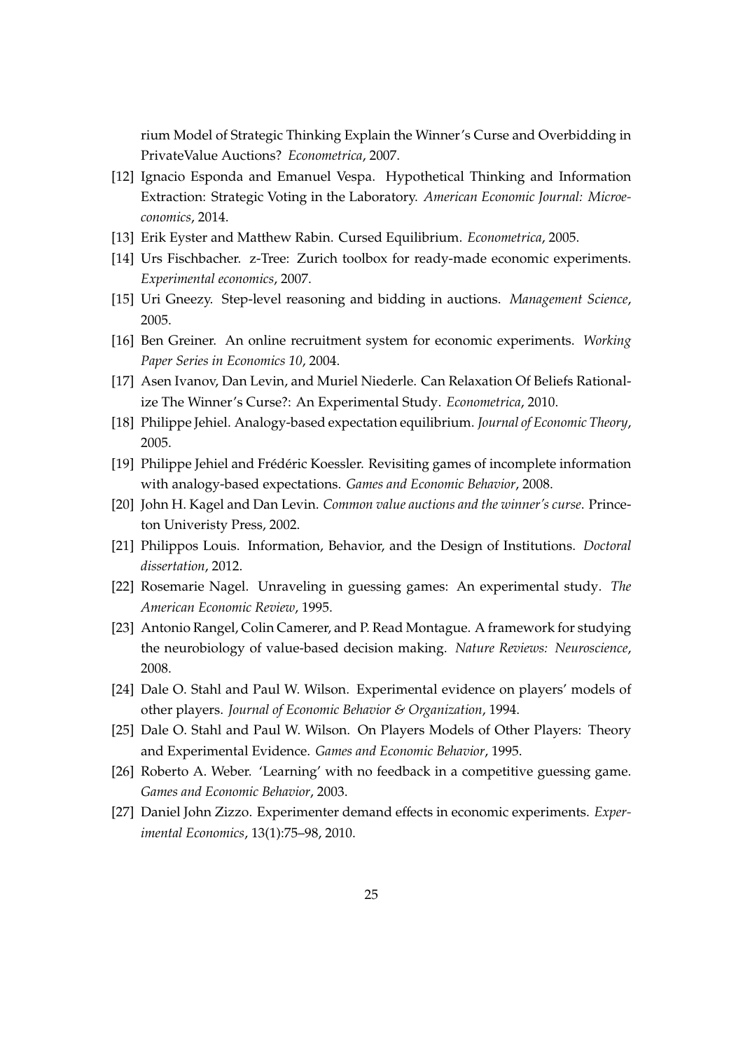rium Model of Strategic Thinking Explain the Winner's Curse and Overbidding in PrivateValue Auctions? *Econometrica*, 2007.

[12] Ignacio Esponda and Emanuel Vespa. Hypothetical Thinking and Information Extraction: Strategic Voting in the Laboratory. *American Economic Journal: Microeconomics*, 2014.

[13] Erik Eyster and Matthew Rabin. Cursed Equilibrium. *Econometrica*, 2005.

[14] Urs Fischbacher. z-Tree: Zurich toolbox for ready-made economic experiments. *Experimental economics*, 2007.

[15] Uri Gneezy. Step-level reasoning and bidding in auctions. *Management Science*, 2005.

[16] Ben Greiner. An online recruitment system for economic experiments. *Working Paper Series in Economics 10*, 2004.

[17] Asen Ivanov, Dan Levin, and Muriel Niederle. Can Relaxation Of Beliefs Rationalize The Winner's Curse?: An Experimental Study. *Econometrica*, 2010.

[18] Philippe Jehiel. Analogy-based expectation equilibrium. *Journal of Economic Theory*, 2005.

[19] Philippe Jehiel and Frédéric Koessler. Revisiting games of incomplete information with analogy-based expectations. *Games and Economic Behavior*, 2008.

[20] John H. Kagel and Dan Levin. *Common value auctions and the winner's curse*. Princeton Univeristy Press, 2002.

[21] Philippos Louis. Information, Behavior, and the Design of Institutions. *Doctoral dissertation*, 2012.

[22] Rosemarie Nagel. Unraveling in guessing games: An experimental study. *The American Economic Review*, 1995.

[23] Antonio Rangel, Colin Camerer, and P. Read Montague. A framework for studying the neurobiology of value-based decision making. *Nature Reviews: Neuroscience*, 2008.

[24] Dale O. Stahl and Paul W. Wilson. Experimental evidence on players' models of other players. *Journal of Economic Behavior & Organization*, 1994.

[25] Dale O. Stahl and Paul W. Wilson. On Players Models of Other Players: Theory and Experimental Evidence. *Games and Economic Behavior*, 1995.

[26] Roberto A. Weber. 'Learning' with no feedback in a competitive guessing game. *Games and Economic Behavior*, 2003.

[27] Daniel John Zizzo. Experimenter demand effects in economic experiments. *Experimental Economics*, 13(1):75–98, 2010.